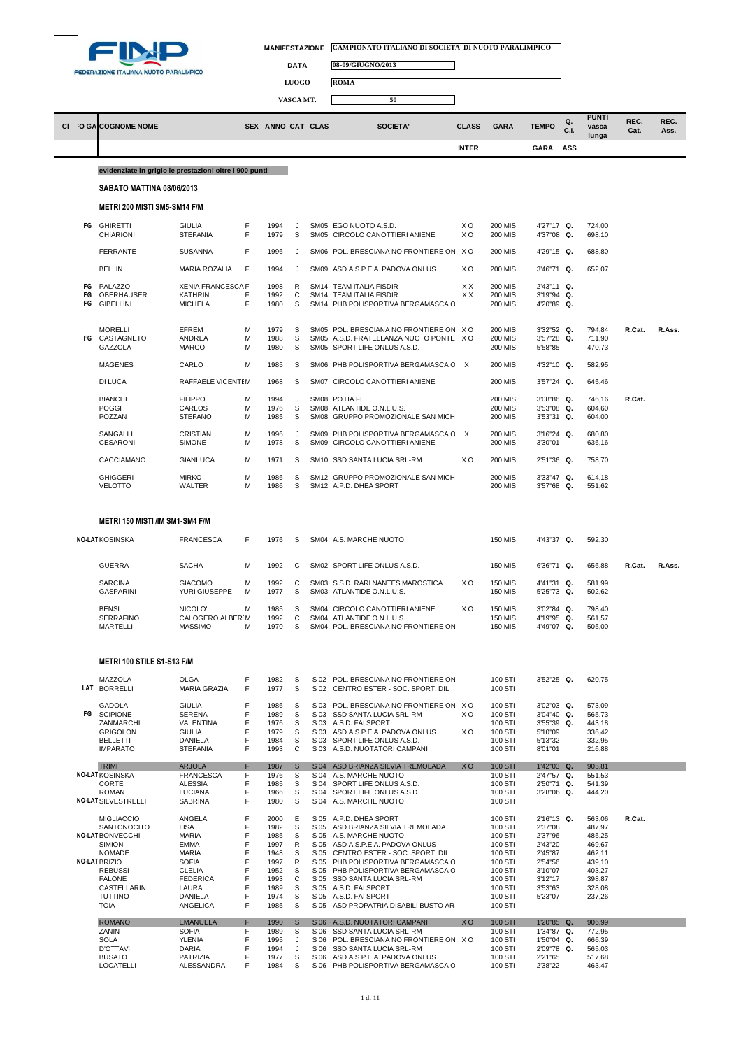FEDERAZIONE ITALIANA NUOTO PARALIMPICO

**MANIFESTAZIONE** CAMPIONATO ITALIANO DI SOCIETA' DI NUOTO PARALIMPICO

**DATA** 08-09/GIUGNO/2013

**LUOGO** ROMA

**VASCA MT.** 50

| CI | FO GA | COGNOME NOME | | SEX | ANNO | CAT | CLAS | SOCIETA' | CLASS INTER | GARA | TEMPO GARA | Q. C.I. ASS | PUNTI vasca lunga | REC. Cat. | REC. Ass. |
|---|---|---|---|---|---|---|---|---|---|---|---|---|---|---|---|

evidenziate in grigio le prestazioni oltre i 900 punti

## SABATO MATTINA 08/06/2013

### METRI 200 MISTI SM5-SM14 F/M

| | COGNOME | NOME | SEX | ANNO | CAT | CLAS | SOCIETA' | CLASS | GARA | TEMPO | Q. | PUNTI | REC. Cat. | REC. Ass. |
|---|---|---|---|---|---|---|---|---|---|---|---|---|---|---|
| FG | GHIRETTI | GIULIA | F | 1994 | J | SM05 | EGO NUOTO A.S.D. | X O | 200 MIS | 4'27"17 | Q. | 724,00 | | |
| | CHIARIONI | STEFANIA | F | 1979 | S | SM05 | CIRCOLO CANOTTIERI ANIENE | X O | 200 MIS | 4'37"08 | Q. | 698,10 | | |
| | FERRANTE | SUSANNA | F | 1996 | J | SM06 | POL. BRESCIANA NO FRONTIERE ON | X O | 200 MIS | 4'29"15 | Q. | 688,80 | | |
| | BELLIN | MARIA ROZALIA | F | 1994 | J | SM09 | ASD A.S.P.E.A. PADOVA ONLUS | X O | 200 MIS | 3'46"71 | Q. | 652,07 | | |
| FG | PALAZZO | XENIA FRANCESCA | F | 1998 | R | SM14 | TEAM ITALIA FISDIR | X X | 200 MIS | 2'43"11 | Q. | | | |
| FG | OBERHAUSER | KATHRIN | F | 1992 | C | SM14 | TEAM ITALIA FISDIR | X X | 200 MIS | 3'19"94 | Q. | | | |
| FG | GIBELLINI | MICHELA | F | 1980 | S | SM14 | PHB POLISPORTIVA BERGAMASCA O | | 200 MIS | 4'20"89 | Q. | | | |
| | MORELLI | EFREM | M | 1979 | S | SM05 | POL. BRESCIANA NO FRONTIERE ON | X O | 200 MIS | 3'32"52 | Q. | 794,84 | R.Cat. | R.Ass. |
| FG | CASTAGNETO | ANDREA | M | 1988 | S | SM05 | A.S.D. FRATELLANZA NUOTO PONTE | X O | 200 MIS | 3'57"28 | Q. | 711,90 | | |
| | GAZZOLA | MARCO | M | 1980 | S | SM05 | SPORT LIFE ONLUS A.S.D. | | 200 MIS | 5'58"85 | | 470,73 | | |
| | MAGENES | CARLO | M | 1985 | S | SM06 | PHB POLISPORTIVA BERGAMASCA O | X | 200 MIS | 4'32"10 | Q. | 582,95 | | |
| | DI LUCA | RAFFAELE VICENTE | M | 1968 | S | SM07 | CIRCOLO CANOTTIERI ANIENE | | 200 MIS | 3'57"24 | Q. | 645,46 | | |
| | BIANCHI | FILIPPO | M | 1994 | J | SM08 | PO.HA.FI. | | 200 MIS | 3'08"86 | Q. | 746,16 | R.Cat. | |
| | POGGI | CARLOS | M | 1976 | S | SM08 | ATLANTIDE O.N.L.U.S. | | 200 MIS | 3'53"08 | Q. | 604,60 | | |
| | POZZAN | STEFANO | M | 1985 | S | SM08 | GRUPPO PROMOZIONALE SAN MICH | | 200 MIS | 3'53"31 | Q. | 604,00 | | |
| | SANGALLI | CRISTIAN | M | 1996 | J | SM09 | PHB POLISPORTIVA BERGAMASCA O | X | 200 MIS | 3'16"24 | Q. | 680,80 | | |
| | CESARONI | SIMONE | M | 1978 | S | SM09 | CIRCOLO CANOTTIERI ANIENE | | 200 MIS | 3'30"01 | | 636,16 | | |
| | CACCIAMANO | GIANLUCA | M | 1971 | S | SM10 | SSD SANTA LUCIA SRL-RM | X O | 200 MIS | 2'51"36 | Q. | 758,70 | | |
| | GHIGGERI | MIRKO | M | 1986 | S | SM12 | GRUPPO PROMOZIONALE SAN MICH | | 200 MIS | 3'33"47 | Q. | 614,18 | | |
| | VELOTTO | WALTER | M | 1986 | S | SM12 | A.P.D. DHEA SPORT | | 200 MIS | 3'57"68 | Q. | 551,62 | | |

### METRI 150 MISTI /IM SM1-SM4 F/M

| | COGNOME | NOME | SEX | ANNO | CAT | CLAS | SOCIETA' | CLASS | GARA | TEMPO | Q. | PUNTI | REC. Cat. | REC. Ass. |
|---|---|---|---|---|---|---|---|---|---|---|---|---|---|---|
| NO-LAT | KOSINSKA | FRANCESCA | F | 1976 | S | SM04 | A.S. MARCHE NUOTO | | 150 MIS | 4'43"37 | Q. | 592,30 | | |
| | GUERRA | SACHA | M | 1992 | C | SM02 | SPORT LIFE ONLUS A.S.D. | | 150 MIS | 6'36"71 | Q. | 656,88 | R.Cat. | R.Ass. |
| | SARCINA | GIACOMO | M | 1992 | C | SM03 | S.S.D. RARI NANTES MAROSTICA | X O | 150 MIS | 4'41"31 | Q. | 581,99 | | |
| | GASPARINI | YURI GIUSEPPE | M | 1977 | S | SM03 | ATLANTIDE O.N.L.U.S. | | 150 MIS | 5'25"73 | Q. | 502,62 | | |
| | BENSI | NICOLO' | M | 1985 | S | SM04 | CIRCOLO CANOTTIERI ANIENE | X O | 150 MIS | 3'02"84 | Q. | 798,40 | | |
| | SERRAFINO | CALOGERO ALBERT | M | 1992 | C | SM04 | ATLANTIDE O.N.L.U.S. | | 150 MIS | 4'19"95 | Q. | 561,57 | | |
| | MARTELLI | MASSIMO | M | 1970 | S | SM04 | POL. BRESCIANA NO FRONTIERE ON | | 150 MIS | 4'49"07 | Q. | 505,00 | | |

### METRI 100 STILE S1-S13 F/M

| | COGNOME | NOME | SEX | ANNO | CAT | CLAS | SOCIETA' | CLASS | GARA | TEMPO | Q. | PUNTI | REC. Cat. | REC. Ass. |
|---|---|---|---|---|---|---|---|---|---|---|---|---|---|---|
| | MAZZOLA | OLGA | F | 1982 | S | S 02 | POL. BRESCIANA NO FRONTIERE ON | | 100 STI | 3'52"25 | Q. | 620,75 | | |
| LAT | BORRELLI | MARIA GRAZIA | F | 1977 | S | S 02 | CENTRO ESTER - SOC. SPORT. DIL | | 100 STI | | | | | |
| | GADOLA | GIULIA | F | 1986 | S | S 03 | POL. BRESCIANA NO FRONTIERE ON | X O | 100 STI | 3'02"03 | Q. | 573,09 | | |
| FG | SCIPIONE | SERENA | F | 1989 | S | S 03 | SSD SANTA LUCIA SRL-RM | X O | 100 STI | 3'04"40 | Q. | 565,73 | | |
| | ZANMARCHI | VALENTINA | F | 1976 | S | S 03 | A.S.D. FAI SPORT | | 100 STI | 3'55"39 | Q. | 443,18 | | |
| | GRIGOLON | GIULIA | F | 1979 | S | S 03 | ASD A.S.P.E.A. PADOVA ONLUS | X O | 100 STI | 5'10"09 | | 336,42 | | |
| | BELLETTI | DANIELA | F | 1984 | S | S 03 | SPORT LIFE ONLUS A.S.D. | | 100 STI | 5'13"32 | | 332,95 | | |
| | IMPARATO | STEFANIA | F | 1993 | C | S 03 | A.S.D. NUOTATORI CAMPANI | | 100 STI | 8'01"01 | | 216,88 | | |
| | TRIMI | ARJOLA | F | 1987 | S | S 04 | ASD BRIANZA SILVIA TREMOLADA | X O | 100 STI | 1'42"03 | Q. | 905,81 | | |
| NO-LAT | KOSINSKA | FRANCESCA | F | 1976 | S | S 04 | A.S. MARCHE NUOTO | | 100 STI | 2'47"57 | Q. | 551,53 | | |
| | CORTE | ALESSIA | F | 1985 | S | S 04 | SPORT LIFE ONLUS A.S.D. | | 100 STI | 2'50"71 | Q. | 541,39 | | |
| | ROMAN | LUCIANA | F | 1966 | S | S 04 | SPORT LIFE ONLUS A.S.D. | | 100 STI | 3'28"06 | Q. | 444,20 | | |
| NO-LAT | SILVESTRELLI | SABRINA | F | 1980 | S | S 04 | A.S. MARCHE NUOTO | | 100 STI | | | | | |
| | MIGLIACCIO | ANGELA | F | 2000 | E | S 05 | A.P.D. DHEA SPORT | | 100 STI | 2'16"13 | Q. | 563,06 | R.Cat. | |
| | SANTONOCITO | LISA | F | 1982 | S | S 05 | ASD BRIANZA SILVIA TREMOLADA | | 100 STI | 2'37"08 | | 487,97 | | |
| NO-LAT | BONVECCHI | MARIA | F | 1985 | S | S 05 | A.S. MARCHE NUOTO | | 100 STI | 2'37"96 | | 485,25 | | |
| | SIMION | EMMA | F | 1997 | R | S 05 | ASD A.S.P.E.A. PADOVA ONLUS | | 100 STI | 2'43"20 | | 469,67 | | |
| | NOMADE | MARIA | F | 1948 | S | S 05 | CENTRO ESTER - SOC. SPORT. DIL | | 100 STI | 2'45"87 | | 462,11 | | |
| NO-LAT | BRIZIO | SOFIA | F | 1997 | R | S 05 | PHB POLISPORTIVA BERGAMASCA O | | 100 STI | 2'54"56 | | 439,10 | | |
| | REBUSSI | CLELIA | F | 1952 | S | S 05 | PHB POLISPORTIVA BERGAMASCA O | | 100 STI | 3'10"07 | | 403,27 | | |
| | FALONE | FEDERICA | F | 1993 | C | S 05 | SSD SANTA LUCIA SRL-RM | | 100 STI | 3'12"17 | | 398,87 | | |
| | CASTELLARIN | LAURA | F | 1989 | S | S 05 | A.S.D. FAI SPORT | | 100 STI | 3'53"63 | | 328,08 | | |
| | TUTTINO | DANIELA | F | 1974 | S | S 05 | A.S.D. FAI SPORT | | 100 STI | 5'23"07 | | 237,26 | | |
| | TOIA | ANGELICA | F | 1985 | S | S 05 | ASD PROPATRIA DISABILI BUSTO AR | | 100 STI | | | | | |
| | ROMANO | EMANUELA | F | 1990 | S | S 06 | A.S.D. NUOTATORI CAMPANI | X O | 100 STI | 1'20"85 | Q. | 906,99 | | |
| | ZANIN | SOFIA | F | 1989 | S | S 06 | SSD SANTA LUCIA SRL-RM | | 100 STI | 1'34"87 | Q. | 772,95 | | |
| | SOLA | YLENIA | F | 1995 | J | S 06 | POL. BRESCIANA NO FRONTIERE ON | X O | 100 STI | 1'50"04 | Q. | 666,39 | | |
| | D'OTTAVI | DARIA | F | 1994 | J | S 06 | SSD SANTA LUCIA SRL-RM | | 100 STI | 2'09"78 | Q. | 565,03 | | |
| | BUSATO | PATRIZIA | F | 1977 | S | S 06 | ASD A.S.P.E.A. PADOVA ONLUS | | 100 STI | 2'21"65 | | 517,68 | | |
| | LOCATELLI | ALESSANDRA | F | 1984 | S | S 06 | PHB POLISPORTIVA BERGAMASCA O | | 100 STI | 2'38"22 | | 463,47 | | |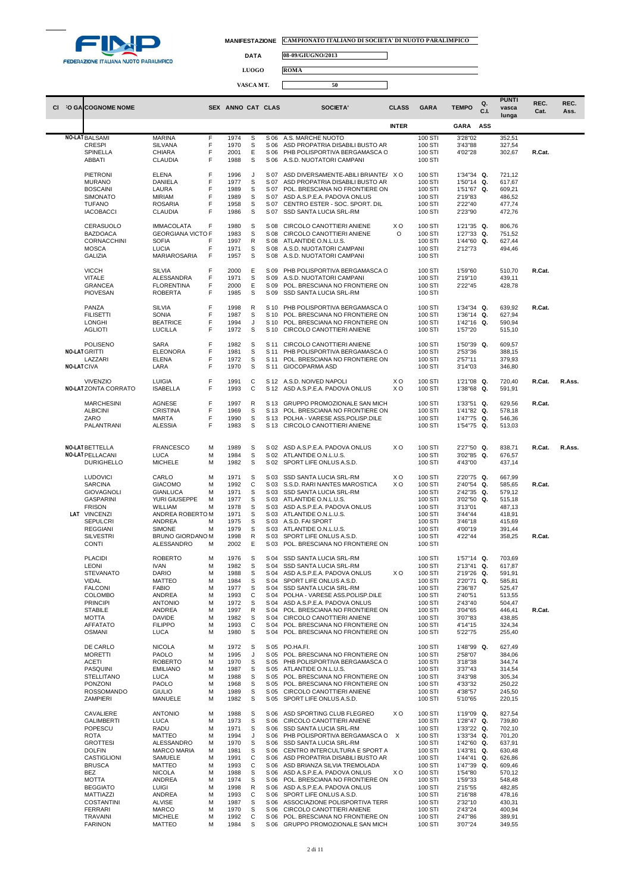FEDERAZIONE ITALIANA NUOTO PARALIMPICO

**MANIFESTAZIONE** CAMPIONATO ITALIANO DI SOCIETA' DI NUOTO PARALIMPICO

**DATA** 08-09/GIUGNO/2013

**LUOGO** ROMA

**VASCA MT.** 50

| Cl | FO GA | COGNOME NOME | | SEX | ANNO | CAT | CLAS | SOCIETA' | CLASS | GARA | TEMPO | Q. C.I. | PUNTI vasca lunga | REC. Cat. | REC. Ass. |
|---|---|---|---|---|---|---|---|---|---|---|---|---|---|---|---|
| | | | | | | | | | INTER | | GARA ASS | | | | |
| | NO-LAT | BALSAMI | MARINA | F | 1974 | S | S 06 | A.S. MARCHE NUOTO | | 100 STI | 3'28"02 | | 352,51 | | |
| | | CRESPI | SILVANA | F | 1970 | S | S 06 | ASD PROPATRIA DISABILI BUSTO AR | | 100 STI | 3'43"88 | | 327,54 | | |
| | | SPINELLA | CHIARA | F | 2001 | E | S 06 | PHB POLISPORTIVA BERGAMASCA O | | 100 STI | 4'02"28 | | 302,67 | R.Cat. | |
| | | ABBATI | CLAUDIA | F | 1988 | S | S 06 | A.S.D. NUOTATORI CAMPANI | | 100 STI | | | | | |
| | | PIETRONI | ELENA | F | 1996 | J | S 07 | ASD DIVERSAMENTE-ABILI BRIANTE/ | X O | 100 STI | 1'34"34 | Q. | 721,12 | | |
| | | MURANO | DANIELA | F | 1977 | S | S 07 | ASD PROPATRIA DISABILI BUSTO AR | | 100 STI | 1'50"14 | Q. | 617,67 | | |
| | | BOSCAINI | LAURA | F | 1989 | S | S 07 | POL. BRESCIANA NO FRONTIERE ON | | 100 STI | 1'51"67 | Q. | 609,21 | | |
| | | SIMONATO | MIRIAM | F | 1989 | S | S 07 | ASD A.S.P.E.A. PADOVA ONLUS | | 100 STI | 2'19"83 | | 486,52 | | |
| | | TUFANO | ROSARIA | F | 1958 | S | S 07 | CENTRO ESTER - SOC. SPORT. DIL | | 100 STI | 2'22"40 | | 477,74 | | |
| | | IACOBACCI | CLAUDIA | F | 1986 | S | S 07 | SSD SANTA LUCIA SRL-RM | | 100 STI | 2'23"90 | | 472,76 | | |
| | | CERASUOLO | IMMACOLATA | F | 1980 | S | S 08 | CIRCOLO CANOTTIERI ANIENE | X O | 100 STI | 1'21"35 | Q. | 806,76 | | |
| | | BAZDOACA | GEORGIANA VICTO | F | 1983 | S | S 08 | CIRCOLO CANOTTIERI ANIENE | O | 100 STI | 1'27"33 | Q. | 751,52 | | |
| | | CORNACCHINI | SOFIA | F | 1997 | R | S 08 | ATLANTIDE O.N.L.U.S. | | 100 STI | 1'44"60 | Q. | 627,44 | | |
| | | MOSCA | LUCIA | F | 1971 | S | S 08 | A.S.D. NUOTATORI CAMPANI | | 100 STI | 2'12"73 | | 494,46 | | |
| | | GALIZIA | MARIAROSARIA | F | 1957 | S | S 08 | A.S.D. NUOTATORI CAMPANI | | 100 STI | | | | | |
| | | VICCH | SILVIA | F | 2000 | E | S 09 | PHB POLISPORTIVA BERGAMASCA O | | 100 STI | 1'59"60 | | 510,70 | R.Cat. | |
| | | VITALE | ALESSANDRA | F | 1971 | S | S 09 | A.S.D. NUOTATORI CAMPANI | | 100 STI | 2'19"10 | | 439,11 | | |
| | | GRANCEA | FLORENTINA | F | 2000 | E | S 09 | POL. BRESCIANA NO FRONTIERE ON | | 100 STI | 2'22"45 | | 428,78 | | |
| | | PIOVESAN | ROBERTA | F | 1985 | S | S 09 | SSD SANTA LUCIA SRL-RM | | 100 STI | | | | | |
| | | PANZA | SILVIA | F | 1998 | R | S 10 | PHB POLISPORTIVA BERGAMASCA O | | 100 STI | 1'34"34 | Q. | 639,92 | R.Cat. | |
| | | FILISETTI | SONIA | F | 1987 | S | S 10 | POL. BRESCIANA NO FRONTIERE ON | | 100 STI | 1'36"14 | Q. | 627,94 | | |
| | | LONGHI | BEATRICE | F | 1994 | J | S 10 | POL. BRESCIANA NO FRONTIERE ON | | 100 STI | 1'42"16 | Q. | 590,94 | | |
| | | AGLIOTI | LUCILLA | F | 1972 | S | S 10 | CIRCOLO CANOTTIERI ANIENE | | 100 STI | 1'57"20 | | 515,10 | | |
| | | POLISENO | SARA | F | 1982 | S | S 11 | CIRCOLO CANOTTIERI ANIENE | | 100 STI | 1'50"39 | Q. | 609,57 | | |
| | NO-LAT | GRITTI | ELEONORA | F | 1981 | S | S 11 | PHB POLISPORTIVA BERGAMASCA O | | 100 STI | 2'53"36 | | 388,15 | | |
| | | LAZZARI | ELENA | F | 1972 | S | S 11 | POL. BRESCIANA NO FRONTIERE ON | | 100 STI | 2'57"11 | | 379,93 | | |
| | NO-LAT | CIVA | LARA | F | 1970 | S | S 11 | GIOCOPARMA ASD | | 100 STI | 3'14"03 | | 346,80 | | |
| | | VIVENZIO | LUIGIA | F | 1991 | C | S 12 | A.S.D. NOIVED NAPOLI | X O | 100 STI | 1'21"08 | Q. | 720,40 | R.Cat. | R.Ass. |
| | NO-LAT | ZONTA CORRATO | ISABELLA | F | 1993 | C | S 12 | ASD A.S.P.E.A. PADOVA ONLUS | X O | 100 STI | 1'38"68 | Q. | 591,91 | | |
| | | MARCHESINI | AGNESE | F | 1997 | R | S 13 | GRUPPO PROMOZIONALE SAN MICH | | 100 STI | 1'33"51 | Q. | 629,56 | R.Cat. | |
| | | ALBICINI | CRISTINA | F | 1969 | S | S 13 | POL. BRESCIANA NO FRONTIERE ON | | 100 STI | 1'41"82 | Q. | 578,18 | | |
| | | ZARO | MARTA | F | 1990 | S | S 13 | POLHA - VARESE ASS.POLISP.DILE | | 100 STI | 1'47"75 | Q. | 546,36 | | |
| | | PALANTRANI | ALESSIA | F | 1983 | S | S 13 | CIRCOLO CANOTTIERI ANIENE | | 100 STI | 1'54"75 | Q. | 513,03 | | |
| | NO-LAT | BETTELLA | FRANCESCO | M | 1989 | S | S 02 | ASD A.S.P.E.A. PADOVA ONLUS | X O | 100 STI | 2'27"50 | Q. | 838,71 | R.Cat. | R.Ass. |
| | NO-LAT | PELLACANI | LUCA | M | 1984 | S | S 02 | ATLANTIDE O.N.L.U.S. | | 100 STI | 3'02"85 | Q. | 676,57 | | |
| | | DURIGHELLO | MICHELE | M | 1982 | S | S 02 | SPORT LIFE ONLUS A.S.D. | | 100 STI | 4'43"00 | | 437,14 | | |
| | | LUDOVICI | CARLO | M | 1971 | S | S 03 | SSD SANTA LUCIA SRL-RM | X O | 100 STI | 2'20"75 | Q. | 667,99 | | |
| | | SARCINA | GIACOMO | M | 1992 | C | S 03 | S.S.D. RARI NANTES MAROSTICA | X O | 100 STI | 2'40"54 | Q. | 585,65 | R.Cat. | |
| | | GIOVAGNOLI | GIANLUCA | M | 1971 | S | S 03 | SSD SANTA LUCIA SRL-RM | | 100 STI | 2'42"35 | Q. | 579,12 | | |
| | | GASPARINI | YURI GIUSEPPE | M | 1977 | S | S 03 | ATLANTIDE O.N.L.U.S. | | 100 STI | 3'02"50 | Q. | 515,18 | | |
| | | FRISON | WILLIAM | M | 1978 | S | S 03 | ASD A.S.P.E.A. PADOVA ONLUS | | 100 STI | 3'13"01 | | 487,13 | | |
| | LAT | VINCENZI | ANDREA ROBERTO | M | 1971 | S | S 03 | ATLANTIDE O.N.L.U.S. | | 100 STI | 3'44"44 | | 418,91 | | |
| | | SEPULCRI | ANDREA | M | 1975 | S | S 03 | A.S.D. FAI SPORT | | 100 STI | 3'46"18 | | 415,69 | | |
| | | REGGIANI | SIMONE | M | 1979 | S | S 03 | ATLANTIDE O.N.L.U.S. | | 100 STI | 4'00"19 | | 391,44 | | |
| | | SILVESTRI | BRUNO GIORDANO | M | 1998 | R | S 03 | SPORT LIFE ONLUS A.S.D. | | 100 STI | 4'22"44 | | 358,25 | R.Cat. | |
| | | CONTI | ALESSANDRO | M | 2002 | E | S 03 | POL. BRESCIANA NO FRONTIERE ON | | 100 STI | | | | | |
| | | PLACIDI | ROBERTO | M | 1976 | S | S 04 | SSD SANTA LUCIA SRL-RM | | 100 STI | 1'57"14 | Q. | 703,69 | | |
| | | LEONI | IVAN | M | 1982 | S | S 04 | SSD SANTA LUCIA SRL-RM | | 100 STI | 2'13"41 | Q. | 617,87 | | |
| | | STEVANATO | DARIO | M | 1988 | S | S 04 | ASD A.S.P.E.A. PADOVA ONLUS | X O | 100 STI | 2'19"26 | Q. | 591,91 | | |
| | | VIDAL | MATTEO | M | 1984 | S | S 04 | SPORT LIFE ONLUS A.S.D. | | 100 STI | 2'20"71 | Q. | 585,81 | | |
| | | FALCONI | FABIO | M | 1977 | S | S 04 | SSD SANTA LUCIA SRL-RM | | 100 STI | 2'36"87 | | 525,47 | | |
| | | COLOMBO | ANDREA | M | 1993 | C | S 04 | POLHA - VARESE ASS.POLISP.DILE | | 100 STI | 2'40"51 | | 513,55 | | |
| | | PRINCIPI | ANTONIO | M | 1972 | S | S 04 | ASD A.S.P.E.A. PADOVA ONLUS | | 100 STI | 2'43"40 | | 504,47 | | |
| | | STABILE | ANDREA | M | 1997 | R | S 04 | POL. BRESCIANA NO FRONTIERE ON | | 100 STI | 3'04"65 | | 446,41 | R.Cat. | |
| | | MOTTA | DAVIDE | M | 1982 | S | S 04 | CIRCOLO CANOTTIERI ANIENE | | 100 STI | 3'07"83 | | 438,85 | | |
| | | AFFATATO | FILIPPO | M | 1993 | C | S 04 | POL. BRESCIANA NO FRONTIERE ON | | 100 STI | 4'14"15 | | 324,34 | | |
| | | OSMANI | LUCA | M | 1980 | S | S 04 | POL. BRESCIANA NO FRONTIERE ON | | 100 STI | 5'22"75 | | 255,40 | | |
| | | DE CARLO | NICOLA | M | 1972 | S | S 05 | PO.HA.FI. | | 100 STI | 1'48"99 | Q. | 627,49 | | |
| | | MORETTI | PAOLO | M | 1995 | J | S 05 | POL. BRESCIANA NO FRONTIERE ON | | 100 STI | 2'58"07 | | 384,06 | | |
| | | ACETI | ROBERTO | M | 1970 | S | S 05 | PHB POLISPORTIVA BERGAMASCA O | | 100 STI | 3'18"38 | | 344,74 | | |
| | | PASQUINI | EMILIANO | M | 1987 | S | S 05 | ATLANTIDE O.N.L.U.S. | | 100 STI | 3'37"43 | | 314,54 | | |
| | | STELLITANO | LUCA | M | 1988 | S | S 05 | POL. BRESCIANA NO FRONTIERE ON | | 100 STI | 3'43"98 | | 305,34 | | |
| | | PONZONI | PAOLO | M | 1968 | S | S 05 | POL. BRESCIANA NO FRONTIERE ON | | 100 STI | 4'33"32 | | 250,22 | | |
| | | ROSSOMANDO | GIULIO | M | 1989 | S | S 05 | CIRCOLO CANOTTIERI ANIENE | | 100 STI | 4'38"57 | | 245,50 | | |
| | | ZAMPIERI | MANUELE | M | 1982 | S | S 05 | SPORT LIFE ONLUS A.S.D. | | 100 STI | 5'10"65 | | 220,15 | | |
| | | CAVALIERE | ANTONIO | M | 1988 | S | S 06 | ASD SPORTING CLUB FLEGREO | X O | 100 STI | 1'19"09 | Q. | 827,54 | | |
| | | GALIMBERTI | LUCA | M | 1973 | S | S 06 | CIRCOLO CANOTTIERI ANIENE | | 100 STI | 1'28"47 | Q. | 739,80 | | |
| | | POPESCU | RADU | M | 1971 | S | S 06 | SSD SANTA LUCIA SRL-RM | | 100 STI | 1'33"22 | Q. | 702,10 | | |
| | | ROTA | MATTEO | M | 1994 | J | S 06 | PHB POLISPORTIVA BERGAMASCA O | X | 100 STI | 1'33"34 | Q. | 701,20 | | |
| | | GROTTESI | ALESSANDRO | M | 1970 | S | S 06 | SSD SANTA LUCIA SRL-RM | | 100 STI | 1'42"60 | Q. | 637,91 | | |
| | | DOLFIN | MARCO MARIA | M | 1981 | S | S 06 | CENTRO INTERCULTURA E SPORT A | | 100 STI | 1'43"81 | Q. | 630,48 | | |
| | | CASTIGLIONI | SAMUELE | M | 1991 | C | S 06 | ASD PROPATRIA DISABILI BUSTO AR | | 100 STI | 1'44"41 | Q. | 626,86 | | |
| | | BRUSCA | MATTEO | M | 1993 | C | S 06 | ASD BRIANZA SILVIA TREMOLADA | | 100 STI | 1'47"39 | Q. | 609,46 | | |
| | | BEZ | NICOLA | M | 1988 | S | S 06 | ASD A.S.P.E.A. PADOVA ONLUS | X O | 100 STI | 1'54"80 | | 570,12 | | |
| | | MOTTA | ANDREA | M | 1974 | S | S 06 | POL. BRESCIANA NO FRONTIERE ON | | 100 STI | 1'59"33 | | 548,48 | | |
| | | BEGGIATO | LUIGI | M | 1998 | R | S 06 | ASD A.S.P.E.A. PADOVA ONLUS | | 100 STI | 2'15"55 | | 482,85 | | |
| | | MATTIAZZI | ANDREA | M | 1993 | C | S 06 | SPORT LIFE ONLUS A.S.D. | | 100 STI | 2'16"88 | | 478,16 | | |
| | | COSTANTINI | ALVISE | M | 1987 | S | S 06 | ASSOCIAZIONE POLISPORTIVA TERR | | 100 STI | 2'32"10 | | 430,31 | | |
| | | FERRARI | MARCO | M | 1970 | S | S 06 | CIRCOLO CANOTTIERI ANIENE | | 100 STI | 2'43"24 | | 400,94 | | |
| | | TRAVAINI | MICHELE | M | 1992 | C | S 06 | POL. BRESCIANA NO FRONTIERE ON | | 100 STI | 2'47"86 | | 389,91 | | |
| | | FARINON | MATTEO | M | 1984 | S | S 06 | GRUPPO PROMOZIONALE SAN MICH | | 100 STI | 3'07"24 | | 349,55 | | |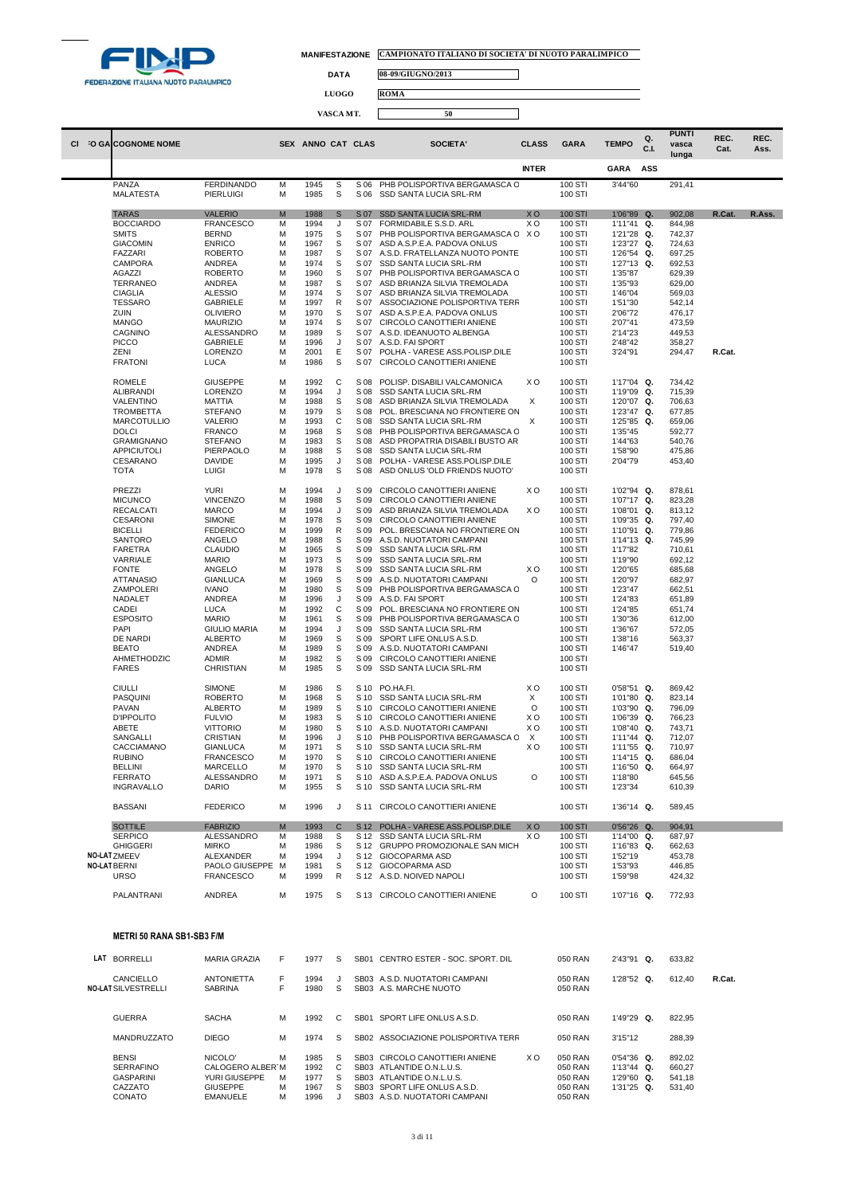MANIFESTAZIONE **CAMPIONATO ITALIANO DI SOCIETA' DI NUOTO PARALIMPICO**

DATA **08-09/GIUGNO/2013**

LUOGO **ROMA**

VASCA MT. **50**

| Cl | O GA | COGNOME NOME | | SEX | ANNO | CAT | CLAS | SOCIETA' | CLASS | GARA | TEMPO | Q. C.I. | PUNTI vasca lunga | REC. Cat. | REC. Ass. |
|---|---|---|---|---|---|---|---|---|---|---|---|---|---|---|---|
| | | | | | | | | | INTER | | GARA | ASS | | | |
| | | PANZA | FERDINANDO | M | 1945 | S | S 06 | PHB POLISPORTIVA BERGAMASCA O | | 100 STI | 3'44"60 | | 291,41 | | |
| | | MALATESTA | PIERLUIGI | M | 1985 | S | S 06 | SSD SANTA LUCIA SRL-RM | | 100 STI | | | | | |
| | | TARAS | VALERIO | M | 1988 | S | S 07 | SSD SANTA LUCIA SRL-RM | X O | 100 STI | 1'06"89 | Q. | 902,08 | R.Cat. | R.Ass. |
| | | BOCCIARDO | FRANCESCO | M | 1994 | J | S 07 | FORMIDABILE S.S.D. ARL | X O | 100 STI | 1'11"41 | Q. | 844,98 | | |
| | | SMITS | BERND | M | 1975 | S | S 07 | PHB POLISPORTIVA BERGAMASCA O | X O | 100 STI | 1'21"28 | Q. | 742,37 | | |
| | | GIACOMIN | ENRICO | M | 1967 | S | S 07 | ASD A.S.P.E.A. PADOVA ONLUS | | 100 STI | 1'23"27 | Q. | 724,63 | | |
| | | FAZZARI | ROBERTO | M | 1987 | S | S 07 | A.S.D. FRATELLANZA NUOTO PONTE | | 100 STI | 1'26"54 | Q. | 697,25 | | |
| | | CAMPORA | ANDREA | M | 1974 | S | S 07 | SSD SANTA LUCIA SRL-RM | | 100 STI | 1'27"13 | Q. | 692,53 | | |
| | | AGAZZI | ROBERTO | M | 1960 | S | S 07 | PHB POLISPORTIVA BERGAMASCA O | | 100 STI | 1'35"87 | | 629,39 | | |
| | | TERRANEO | ANDREA | M | 1987 | S | S 07 | ASD BRIANZA SILVIA TREMOLADA | | 100 STI | 1'35"93 | | 629,00 | | |
| | | CIAGLIA | ALESSIO | M | 1974 | S | S 07 | ASD BRIANZA SILVIA TREMOLADA | | 100 STI | 1'46"04 | | 569,03 | | |
| | | TESSARO | GABRIELE | M | 1997 | R | S 07 | ASSOCIAZIONE POLISPORTIVA TERR | | 100 STI | 1'51"30 | | 542,14 | | |
| | | ZUIN | OLIVIERO | M | 1970 | S | S 07 | ASD A.S.P.E.A. PADOVA ONLUS | | 100 STI | 2'06"72 | | 476,17 | | |
| | | MANGO | MAURIZIO | M | 1974 | S | S 07 | CIRCOLO CANOTTIERI ANIENE | | 100 STI | 2'07"41 | | 473,59 | | |
| | | CAGNINO | ALESSANDRO | M | 1989 | S | S 07 | A.S.D. IDEANUOTO ALBENGA | | 100 STI | 2'14"23 | | 449,53 | | |
| | | PICCO | GABRIELE | M | 1996 | J | S 07 | A.S.D. FAI SPORT | | 100 STI | 2'48"42 | | 358,27 | | |
| | | ZENI | LORENZO | M | 2001 | E | S 07 | POLHA - VARESE ASS.POLISP.DILE | | 100 STI | 3'24"91 | | 294,47 | R.Cat. | |
| | | FRATONI | LUCA | M | 1986 | S | S 07 | CIRCOLO CANOTTIERI ANIENE | | 100 STI | | | | | |
| | | ROMELE | GIUSEPPE | M | 1992 | C | S 08 | POLISP. DISABILI VALCAMONICA | X O | 100 STI | 1'17"04 | Q. | 734,42 | | |
| | | ALIBRANDI | LORENZO | M | 1994 | J | S 08 | SSD SANTA LUCIA SRL-RM | | 100 STI | 1'19"09 | Q. | 715,39 | | |
| | | VALENTINO | MATTIA | M | 1988 | S | S 08 | ASD BRIANZA SILVIA TREMOLADA | X | 100 STI | 1'20"07 | Q. | 706,63 | | |
| | | TROMBETTA | STEFANO | M | 1979 | S | S 08 | POL. BRESCIANA NO FRONTIERE ON | | 100 STI | 1'23"47 | Q. | 677,85 | | |
| | | MARCOTULLIO | VALERIO | M | 1993 | C | S 08 | SSD SANTA LUCIA SRL-RM | X | 100 STI | 1'25"85 | Q. | 659,06 | | |
| | | DOLCI | FRANCO | M | 1968 | S | S 08 | PHB POLISPORTIVA BERGAMASCA O | | 100 STI | 1'35"45 | | 592,77 | | |
| | | GRAMIGNANO | STEFANO | M | 1983 | S | S 08 | ASD PROPATRIA DISABILI BUSTO AR | | 100 STI | 1'44"63 | | 540,76 | | |
| | | APPICIUTOLI | PIERPAOLO | M | 1988 | S | S 08 | SSD SANTA LUCIA SRL-RM | | 100 STI | 1'58"90 | | 475,86 | | |
| | | CESARANO | DAVIDE | M | 1995 | J | S 08 | POLHA - VARESE ASS.POLISP.DILE | | 100 STI | 2'04"79 | | 453,40 | | |
| | | TOTA | LUIGI | M | 1978 | S | S 08 | ASD ONLUS 'OLD FRIENDS NUOTO' | | 100 STI | | | | | |
| | | PREZZI | YURI | M | 1994 | J | S 09 | CIRCOLO CANOTTIERI ANIENE | X O | 100 STI | 1'02"94 | Q. | 878,61 | | |
| | | MICUNCO | VINCENZO | M | 1988 | S | S 09 | CIRCOLO CANOTTIERI ANIENE | | 100 STI | 1'07"17 | Q. | 823,28 | | |
| | | RECALCATI | MARCO | M | 1994 | J | S 09 | ASD BRIANZA SILVIA TREMOLADA | X O | 100 STI | 1'08"01 | Q. | 813,12 | | |
| | | CESARONI | SIMONE | M | 1978 | S | S 09 | CIRCOLO CANOTTIERI ANIENE | | 100 STI | 1'09"35 | Q. | 797,40 | | |
| | | BICELLI | FEDERICO | M | 1999 | R | S 09 | POL. BRESCIANA NO FRONTIERE ON | | 100 STI | 1'10"91 | Q. | 779,86 | | |
| | | SANTORO | ANGELO | M | 1988 | S | S 09 | A.S.D. NUOTATORI CAMPANI | | 100 STI | 1'14"13 | Q. | 745,99 | | |
| | | FARETRA | CLAUDIO | M | 1965 | S | S 09 | SSD SANTA LUCIA SRL-RM | | 100 STI | 1'17"82 | | 710,61 | | |
| | | VARRIALE | MARIO | M | 1973 | S | S 09 | SSD SANTA LUCIA SRL-RM | | 100 STI | 1'19"90 | | 692,12 | | |
| | | FONTE | ANGELO | M | 1978 | S | S 09 | SSD SANTA LUCIA SRL-RM | X O | 100 STI | 1'20"65 | | 685,68 | | |
| | | ATTANASIO | GIANLUCA | M | 1969 | S | S 09 | A.S.D. NUOTATORI CAMPANI | O | 100 STI | 1'20"97 | | 682,97 | | |
| | | ZAMPOLERI | IVANO | M | 1980 | S | S 09 | PHB POLISPORTIVA BERGAMASCA O | | 100 STI | 1'23"47 | | 662,51 | | |
| | | NADALET | ANDREA | M | 1996 | J | S 09 | A.S.D. FAI SPORT | | 100 STI | 1'24"83 | | 651,89 | | |
| | | CADEI | LUCA | M | 1992 | C | S 09 | POL. BRESCIANA NO FRONTIERE ON | | 100 STI | 1'24"85 | | 651,74 | | |
| | | ESPOSITO | MARIO | M | 1961 | S | S 09 | PHB POLISPORTIVA BERGAMASCA O | | 100 STI | 1'30"36 | | 612,00 | | |
| | | PAPI | GIULIO MARIA | M | 1994 | J | S 09 | SSD SANTA LUCIA SRL-RM | | 100 STI | 1'36"67 | | 572,05 | | |
| | | DE NARDI | ALBERTO | M | 1969 | S | S 09 | SPORT LIFE ONLUS A.S.D. | | 100 STI | 1'38"16 | | 563,37 | | |
| | | BEATO | ANDREA | M | 1989 | S | S 09 | A.S.D. NUOTATORI CAMPANI | | 100 STI | 1'46"47 | | 519,40 | | |
| | | AHMETHODZIC | ADMIR | M | 1982 | S | S 09 | CIRCOLO CANOTTIERI ANIENE | | 100 STI | | | | | |
| | | FARES | CHRISTIAN | M | 1985 | S | S 09 | SSD SANTA LUCIA SRL-RM | | 100 STI | | | | | |
| | | CIULLI | SIMONE | M | 1986 | S | S 10 | PO.HA.FI. | X O | 100 STI | 0'58"51 | Q. | 869,42 | | |
| | | PASQUINI | ROBERTO | M | 1968 | S | S 10 | SSD SANTA LUCIA SRL-RM | X | 100 STI | 1'01"80 | Q. | 823,14 | | |
| | | PAVAN | ALBERTO | M | 1989 | S | S 10 | CIRCOLO CANOTTIERI ANIENE | O | 100 STI | 1'03"90 | Q. | 796,09 | | |
| | | D'IPPOLITO | FULVIO | M | 1983 | S | S 10 | CIRCOLO CANOTTIERI ANIENE | X O | 100 STI | 1'06"39 | Q. | 766,23 | | |
| | | ABETE | VITTORIO | M | 1980 | S | S 10 | A.S.D. NUOTATORI CAMPANI | X O | 100 STI | 1'08"40 | Q. | 743,71 | | |
| | | SANGALLI | CRISTIAN | M | 1996 | J | S 10 | PHB POLISPORTIVA BERGAMASCA O | X | 100 STI | 1'11"44 | Q. | 712,07 | | |
| | | CACCIAMANO | GIANLUCA | M | 1971 | S | S 10 | SSD SANTA LUCIA SRL-RM | X O | 100 STI | 1'11"55 | Q. | 710,97 | | |
| | | RUBINO | FRANCESCO | M | 1970 | S | S 10 | CIRCOLO CANOTTIERI ANIENE | | 100 STI | 1'14"15 | Q. | 686,04 | | |
| | | BELLINI | MARCELLO | M | 1970 | S | S 10 | SSD SANTA LUCIA SRL-RM | | 100 STI | 1'16"50 | Q. | 664,97 | | |
| | | FERRATO | ALESSANDRO | M | 1971 | S | S 10 | ASD A.S.P.E.A. PADOVA ONLUS | O | 100 STI | 1'18"80 | | 645,56 | | |
| | | INGRAVALLO | DARIO | M | 1955 | S | S 10 | SSD SANTA LUCIA SRL-RM | | 100 STI | 1'23"34 | | 610,39 | | |
| | | BASSANI | FEDERICO | M | 1996 | J | S 11 | CIRCOLO CANOTTIERI ANIENE | | 100 STI | 1'36"14 | Q. | 589,45 | | |
| | | SOTTILE | FABRIZIO | M | 1993 | C | S 12 | POLHA - VARESE ASS.POLISP.DILE | X O | 100 STI | 0'56"26 | Q. | 904,91 | | |
| | | SERPICO | ALESSANDRO | M | 1988 | S | S 12 | SSD SANTA LUCIA SRL-RM | X O | 100 STI | 1'14"00 | Q. | 687,97 | | |
| | | GHIGGERI | MIRKO | M | 1986 | S | S 12 | GRUPPO PROMOZIONALE SAN MICH | | 100 STI | 1'16"83 | Q. | 662,63 | | |
| | NO-LAT | ZMEEV | ALEXANDER | M | 1994 | J | S 12 | GIOCOPARMA ASD | | 100 STI | 1'52"19 | | 453,78 | | |
| | NO-LAT | BERNI | PAOLO GIUSEPPE | M | 1981 | S | S 12 | GIOCOPARMA ASD | | 100 STI | 1'53"93 | | 446,85 | | |
| | | URSO | FRANCESCO | M | 1999 | R | S 12 | A.S.D. NOIVED NAPOLI | | 100 STI | 1'59"98 | | 424,32 | | |
| | | PALANTRANI | ANDREA | M | 1975 | S | S 13 | CIRCOLO CANOTTIERI ANIENE | O | 100 STI | 1'07"16 | Q. | 772,93 | | |

**METRI 50 RANA SB1-SB3 F/M**

| Cl | O GA | COGNOME NOME | | SEX | ANNO | CAT | CLAS | SOCIETA' | CLASS | GARA | TEMPO | Q. C.I. | PUNTI vasca lunga | REC. Cat. | REC. Ass. |
|---|---|---|---|---|---|---|---|---|---|---|---|---|---|---|---|
| | LAT | BORRELLI | MARIA GRAZIA | F | 1977 | S | SB01 | CENTRO ESTER - SOC. SPORT. DIL | | 050 RAN | 2'43"91 | Q. | 633,82 | | |
| | | CANCIELLO | ANTONIETTA | F | 1994 | J | SB03 | A.S.D. NUOTATORI CAMPANI | | 050 RAN | 1'28"52 | Q. | 612,40 | R.Cat. | |
| | NO-LAT | SILVESTRELLI | SABRINA | F | 1980 | S | SB03 | A.S. MARCHE NUOTO | | 050 RAN | | | | | |
| | | GUERRA | SACHA | M | 1992 | C | SB01 | SPORT LIFE ONLUS A.S.D. | | 050 RAN | 1'49"29 | Q. | 822,95 | | |
| | | MANDRUZZATO | DIEGO | M | 1974 | S | SB02 | ASSOCIAZIONE POLISPORTIVA TERR | | 050 RAN | 3'15"12 | | 288,39 | | |
| | | BENSI | NICOLO' | M | 1985 | S | SB03 | CIRCOLO CANOTTIERI ANIENE | X O | 050 RAN | 0'54"36 | Q. | 892,02 | | |
| | | SERRAFINO | CALOGERO ALBERTO | M | 1992 | C | SB03 | ATLANTIDE O.N.L.U.S. | | 050 RAN | 1'13"44 | Q. | 660,27 | | |
| | | GASPARINI | YURI GIUSEPPE | M | 1977 | S | SB03 | ATLANTIDE O.N.L.U.S. | | 050 RAN | 1'29"60 | Q. | 541,18 | | |
| | | CAZZATO | GIUSEPPE | M | 1967 | S | SB03 | SPORT LIFE ONLUS A.S.D. | | 050 RAN | 1'31"25 | Q. | 531,40 | | |
| | | CONATO | EMANUELE | M | 1996 | J | SB03 | A.S.D. NUOTATORI CAMPANI | | 050 RAN | | | | | |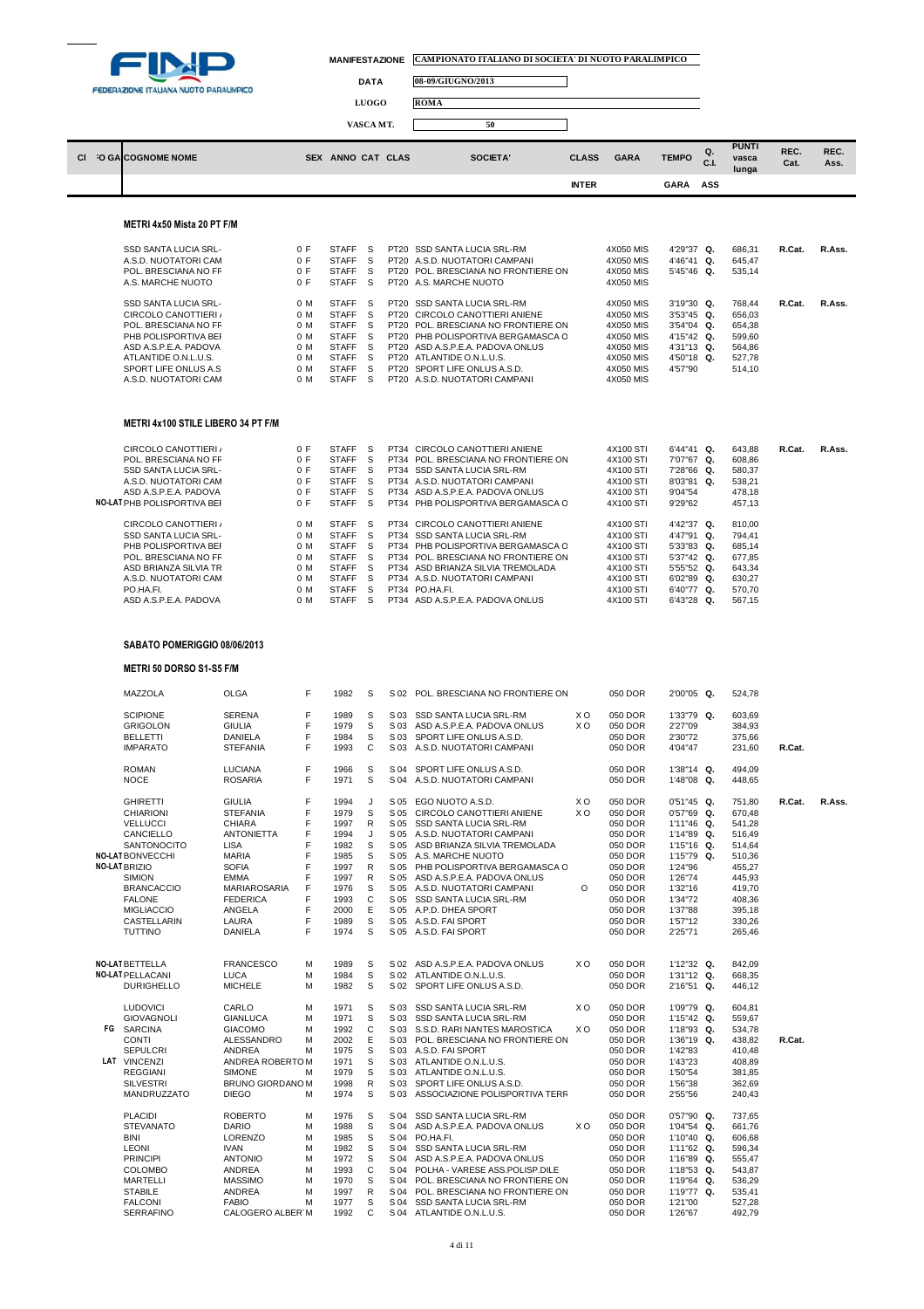FEDERAZIONE ITALIANA NUOTO PARALIMPICO

**MANIFESTAZIONE** CAMPIONATO ITALIANO DI SOCIETA' DI NUOTO PARALIMPICO

**DATA** 08-09/GIUGNO/2013

**LUOGO** ROMA

**VASCA MT.** 50

| Cl | 'O GA | COGNOME NOME | | SEX | ANNO | CAT | CLAS | SOCIETA' | CLASS INTER | GARA | TEMPO GARA | Q. C.I. ASS | PUNTI vasca lunga | REC. Cat. | REC. Ass. |
|---|---|---|---|---|---|---|---|---|---|---|---|---|---|---|---|

### METRI 4x50 Mista 20 PT F/M

| | COGNOME NOME | SEX | ANNO | CAT | CLAS | SOCIETA' | CLASS | GARA | TEMPO | Q. | PUNTI | REC. Cat. | REC. Ass. |
|---|---|---|---|---|---|---|---|---|---|---|---|---|---|
| | SSD SANTA LUCIA SRL- | 0 F | STAFF | S | PT20 | SSD SANTA LUCIA SRL-RM | | 4X050 MIS | 4'29"37 | Q. | 686,31 | R.Cat. | R.Ass. |
| | A.S.D. NUOTATORI CAM | 0 F | STAFF | S | PT20 | A.S.D. NUOTATORI CAMPANI | | 4X050 MIS | 4'46"41 | Q. | 645,47 | | |
| | POL. BRESCIANA NO FF | 0 F | STAFF | S | PT20 | POL. BRESCIANA NO FRONTIERE ON | | 4X050 MIS | 5'45"46 | Q. | 535,14 | | |
| | A.S. MARCHE NUOTO | 0 F | STAFF | S | PT20 | A.S. MARCHE NUOTO | | 4X050 MIS | | | | | |
| | SSD SANTA LUCIA SRL- | 0 M | STAFF | S | PT20 | SSD SANTA LUCIA SRL-RM | | 4X050 MIS | 3'19"30 | Q. | 768,44 | R.Cat. | R.Ass. |
| | CIRCOLO CANOTTIERI / | 0 M | STAFF | S | PT20 | CIRCOLO CANOTTIERI ANIENE | | 4X050 MIS | 3'53"45 | Q. | 656,03 | | |
| | POL. BRESCIANA NO FF | 0 M | STAFF | S | PT20 | POL. BRESCIANA NO FRONTIERE ON | | 4X050 MIS | 3'54"04 | Q. | 654,38 | | |
| | PHB POLISPORTIVA BEI | 0 M | STAFF | S | PT20 | PHB POLISPORTIVA BERGAMASCA O | | 4X050 MIS | 4'15"42 | Q. | 599,60 | | |
| | ASD A.S.P.E.A. PADOVA | 0 M | STAFF | S | PT20 | ASD A.S.P.E.A. PADOVA ONLUS | | 4X050 MIS | 4'31"13 | Q. | 564,86 | | |
| | ATLANTIDE O.N.L.U.S. | 0 M | STAFF | S | PT20 | ATLANTIDE O.N.L.U.S. | | 4X050 MIS | 4'50"18 | Q. | 527,78 | | |
| | SPORT LIFE ONLUS A.S | 0 M | STAFF | S | PT20 | SPORT LIFE ONLUS A.S.D. | | 4X050 MIS | 4'57"90 | | 514,10 | | |
| | A.S.D. NUOTATORI CAM | 0 M | STAFF | S | PT20 | A.S.D. NUOTATORI CAMPANI | | 4X050 MIS | | | | | |

### METRI 4x100 STILE LIBERO 34 PT F/M

| | COGNOME NOME | SEX | ANNO | CAT | CLAS | SOCIETA' | CLASS | GARA | TEMPO | Q. | PUNTI | REC. Cat. | REC. Ass. |
|---|---|---|---|---|---|---|---|---|---|---|---|---|---|
| | CIRCOLO CANOTTIERI / | 0 F | STAFF | S | PT34 | CIRCOLO CANOTTIERI ANIENE | | 4X100 STI | 6'44"41 | Q. | 643,88 | R.Cat. | R.Ass. |
| | POL. BRESCIANA NO FF | 0 F | STAFF | S | PT34 | POL. BRESCIANA NO FRONTIERE ON | | 4X100 STI | 7'07"67 | Q. | 608,86 | | |
| | SSD SANTA LUCIA SRL- | 0 F | STAFF | S | PT34 | SSD SANTA LUCIA SRL-RM | | 4X100 STI | 7'28"66 | Q. | 580,37 | | |
| | A.S.D. NUOTATORI CAM | 0 F | STAFF | S | PT34 | A.S.D. NUOTATORI CAMPANI | | 4X100 STI | 8'03"81 | Q. | 538,21 | | |
| | ASD A.S.P.E.A. PADOVA | 0 F | STAFF | S | PT34 | ASD A.S.P.E.A. PADOVA ONLUS | | 4X100 STI | 9'04"54 | | 478,18 | | |
| NO-LAT | PHB POLISPORTIVA BEI | 0 F | STAFF | S | PT34 | PHB POLISPORTIVA BERGAMASCA O | | 4X100 STI | 9'29"62 | | 457,13 | | |
| | CIRCOLO CANOTTIERI / | 0 M | STAFF | S | PT34 | CIRCOLO CANOTTIERI ANIENE | | 4X100 STI | 4'42"37 | Q. | 810,00 | | |
| | SSD SANTA LUCIA SRL- | 0 M | STAFF | S | PT34 | SSD SANTA LUCIA SRL-RM | | 4X100 STI | 4'47"91 | Q. | 794,41 | | |
| | PHB POLISPORTIVA BEI | 0 M | STAFF | S | PT34 | PHB POLISPORTIVA BERGAMASCA O | | 4X100 STI | 5'33"83 | Q. | 685,14 | | |
| | POL. BRESCIANA NO FF | 0 M | STAFF | S | PT34 | POL. BRESCIANA NO FRONTIERE ON | | 4X100 STI | 5'37"42 | Q. | 677,85 | | |
| | ASD BRIANZA SILVIA TR | 0 M | STAFF | S | PT34 | ASD BRIANZA SILVIA TREMOLADA | | 4X100 STI | 5'55"52 | Q. | 643,34 | | |
| | A.S.D. NUOTATORI CAM | 0 M | STAFF | S | PT34 | A.S.D. NUOTATORI CAMPANI | | 4X100 STI | 6'02"89 | Q. | 630,27 | | |
| | PO.HA.FI. | 0 M | STAFF | S | PT34 | PO.HA.FI. | | 4X100 STI | 6'40"77 | Q. | 570,70 | | |
| | ASD A.S.P.E.A. PADOVA | 0 M | STAFF | S | PT34 | ASD A.S.P.E.A. PADOVA ONLUS | | 4X100 STI | 6'43"28 | Q. | 567,15 | | |

### SABATO POMERIGGIO 08/06/2013

### METRI 50 DORSO S1-S5 F/M

| | COGNOME | NOME | SEX | ANNO | CAT | CLAS | SOCIETA' | CLASS | GARA | TEMPO | Q. | PUNTI | REC. Cat. | REC. Ass. |
|---|---|---|---|---|---|---|---|---|---|---|---|---|---|---|
| | MAZZOLA | OLGA | F | 1982 | S | S 02 | POL. BRESCIANA NO FRONTIERE ON | | 050 DOR | 2'00"05 | Q. | 524,78 | | |
| | SCIPIONE | SERENA | F | 1989 | S | S 03 | SSD SANTA LUCIA SRL-RM | X O | 050 DOR | 1'33"79 | Q. | 603,69 | | |
| | GRIGOLON | GIULIA | F | 1979 | S | S 03 | ASD A.S.P.E.A. PADOVA ONLUS | X O | 050 DOR | 2'27"09 | | 384,93 | | |
| | BELLETTI | DANIELA | F | 1984 | S | S 03 | SPORT LIFE ONLUS A.S.D. | | 050 DOR | 2'30"72 | | 375,66 | | |
| | IMPARATO | STEFANIA | F | 1993 | C | S 03 | A.S.D. NUOTATORI CAMPANI | | 050 DOR | 4'04"47 | | 231,60 | R.Cat. | |
| | ROMAN | LUCIANA | F | 1966 | S | S 04 | SPORT LIFE ONLUS A.S.D. | | 050 DOR | 1'38"14 | Q. | 494,09 | | |
| | NOCE | ROSARIA | F | 1971 | S | S 04 | A.S.D. NUOTATORI CAMPANI | | 050 DOR | 1'48"08 | Q. | 448,65 | | |
| | GHIRETTI | GIULIA | F | 1994 | J | S 05 | EGO NUOTO A.S.D. | X O | 050 DOR | 0'51"45 | Q. | 751,80 | R.Cat. | R.Ass. |
| | CHIARIONI | STEFANIA | F | 1979 | S | S 05 | CIRCOLO CANOTTIERI ANIENE | X O | 050 DOR | 0'57"69 | Q. | 670,48 | | |
| | VELLUCCI | CHIARA | F | 1997 | R | S 05 | SSD SANTA LUCIA SRL-RM | | 050 DOR | 1'11"46 | Q. | 541,28 | | |
| | CANCIELLO | ANTONIETTA | F | 1994 | J | S 05 | A.S.D. NUOTATORI CAMPANI | | 050 DOR | 1'14"89 | Q. | 516,49 | | |
| | SANTONOCITO | LISA | F | 1982 | S | S 05 | ASD BRIANZA SILVIA TREMOLADA | | 050 DOR | 1'15"16 | Q. | 514,64 | | |
| NO-LAT | BONVECCHI | MARIA | F | 1985 | S | S 05 | A.S. MARCHE NUOTO | | 050 DOR | 1'15"79 | Q. | 510,36 | | |
| NO-LAT | BRIZIO | SOFIA | F | 1997 | R | S 05 | PHB POLISPORTIVA BERGAMASCA O | | 050 DOR | 1'24"96 | | 455,27 | | |
| | SIMION | EMMA | F | 1997 | R | S 05 | ASD A.S.P.E.A. PADOVA ONLUS | | 050 DOR | 1'26"74 | | 445,93 | | |
| | BRANCACCIO | MARIAROSARIA | F | 1976 | S | S 05 | A.S.D. NUOTATORI CAMPANI | O | 050 DOR | 1'32"16 | | 419,70 | | |
| | FALONE | FEDERICA | F | 1993 | C | S 05 | SSD SANTA LUCIA SRL-RM | | 050 DOR | 1'34"72 | | 408,36 | | |
| | MIGLIACCIO | ANGELA | F | 2000 | E | S 05 | A.P.D. DHEA SPORT | | 050 DOR | 1'37"88 | | 395,18 | | |
| | CASTELLARIN | LAURA | F | 1989 | S | S 05 | A.S.D. FAI SPORT | | 050 DOR | 1'57"12 | | 330,26 | | |
| | TUTTINO | DANIELA | F | 1974 | S | S 05 | A.S.D. FAI SPORT | | 050 DOR | 2'25"71 | | 265,46 | | |
| NO-LAT | BETTELLA | FRANCESCO | M | 1989 | S | S 02 | ASD A.S.P.E.A. PADOVA ONLUS | X O | 050 DOR | 1'12"32 | Q. | 842,09 | | |
| NO-LAT | PELLACANI | LUCA | M | 1984 | S | S 02 | ATLANTIDE O.N.L.U.S. | | 050 DOR | 1'31"12 | Q. | 668,35 | | |
| | DURIGHELLO | MICHELE | M | 1982 | S | S 02 | SPORT LIFE ONLUS A.S.D. | | 050 DOR | 2'16"51 | Q. | 446,12 | | |
| | LUDOVICI | CARLO | M | 1971 | S | S 03 | SSD SANTA LUCIA SRL-RM | X O | 050 DOR | 1'09"79 | Q. | 604,81 | | |
| | GIOVAGNOLI | GIANLUCA | M | 1971 | S | S 03 | SSD SANTA LUCIA SRL-RM | | 050 DOR | 1'15"42 | Q. | 559,67 | | |
| FG | SARCINA | GIACOMO | M | 1992 | C | S 03 | S.S.D. RARI NANTES MAROSTICA | X O | 050 DOR | 1'18"93 | Q. | 534,78 | | |
| | CONTI | ALESSANDRO | M | 2002 | E | S 03 | POL. BRESCIANA NO FRONTIERE ON | | 050 DOR | 1'36"19 | Q. | 438,82 | R.Cat. | |
| | SEPULCRI | ANDREA | M | 1975 | S | S 03 | A.S.D. FAI SPORT | | 050 DOR | 1'42"83 | | 410,48 | | |
| LAT | VINCENZI | ANDREA ROBERTO | M | 1971 | S | S 03 | ATLANTIDE O.N.L.U.S. | | 050 DOR | 1'43"23 | | 408,89 | | |
| | REGGIANI | SIMONE | M | 1979 | S | S 03 | ATLANTIDE O.N.L.U.S. | | 050 DOR | 1'50"54 | | 381,85 | | |
| | SILVESTRI | BRUNO GIORDANO | M | 1998 | R | S 03 | SPORT LIFE ONLUS A.S.D. | | 050 DOR | 1'56"38 | | 362,69 | | |
| | MANDRUZZATO | DIEGO | M | 1974 | S | S 03 | ASSOCIAZIONE POLISPORTIVA TERR | | 050 DOR | 2'55"56 | | 240,43 | | |
| | PLACIDI | ROBERTO | M | 1976 | S | S 04 | SSD SANTA LUCIA SRL-RM | | 050 DOR | 0'57"90 | Q. | 737,65 | | |
| | STEVANATO | DARIO | M | 1988 | S | S 04 | ASD A.S.P.E.A. PADOVA ONLUS | X O | 050 DOR | 1'04"54 | Q. | 661,76 | | |
| | BINI | LORENZO | M | 1985 | S | S 04 | PO.HA.FI. | | 050 DOR | 1'10"40 | Q. | 606,68 | | |
| | LEONI | IVAN | M | 1982 | S | S 04 | SSD SANTA LUCIA SRL-RM | | 050 DOR | 1'11"62 | Q. | 596,34 | | |
| | PRINCIPI | ANTONIO | M | 1972 | S | S 04 | ASD A.S.P.E.A. PADOVA ONLUS | | 050 DOR | 1'16"89 | Q. | 555,47 | | |
| | COLOMBO | ANDREA | M | 1993 | C | S 04 | POLHA - VARESE ASS.POLISP.DILE | | 050 DOR | 1'18"53 | Q. | 543,87 | | |
| | MARTELLI | MASSIMO | M | 1970 | S | S 04 | POL. BRESCIANA NO FRONTIERE ON | | 050 DOR | 1'19"64 | Q. | 536,29 | | |
| | STABILE | ANDREA | M | 1997 | R | S 04 | POL. BRESCIANA NO FRONTIERE ON | | 050 DOR | 1'19"77 | Q. | 535,41 | | |
| | FALCONI | FABIO | M | 1977 | S | S 04 | SSD SANTA LUCIA SRL-RM | | 050 DOR | 1'21"00 | | 527,28 | | |
| | SERRAFINO | CALOGERO ALBERT | M | 1992 | C | S 04 | ATLANTIDE O.N.L.U.S. | | 050 DOR | 1'26"67 | | 492,79 | | |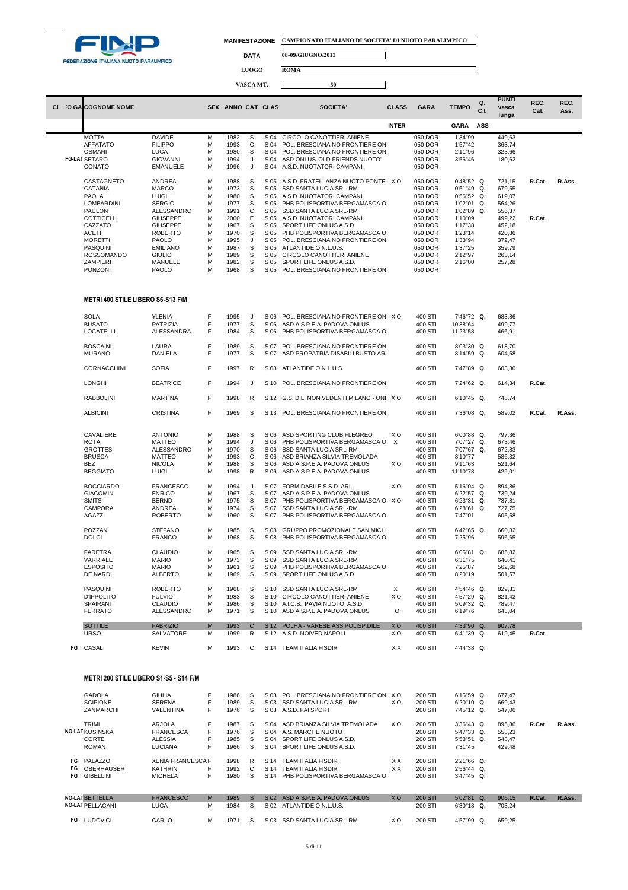FEDERAZIONE ITALIANA NUOTO PARALIMPICO

MANIFESTAZIONE: CAMPIONATO ITALIANO DI SOCIETA' DI NUOTO PARALIMPICO
DATA: 08-09/GIUGNO/2013
LUOGO: ROMA
VASCA MT.: 50

| Cl | FO GA | COGNOME | NOME | SEX | ANNO | CAT | CLAS | SOCIETA' | CLASS | GARA | TEMPO | Q. C.I. | PUNTI vasca lunga | REC. Cat. | REC. Ass. |
|---|---|---|---|---|---|---|---|---|---|---|---|---|---|---|---|
| | | | | | | | | | INTER | GARA ASS | | | | | |
| | | MOTTA | DAVIDE | M | 1982 | S | S 04 | CIRCOLO CANOTTIERI ANIENE | | 050 DOR | 1'34"99 | | 449,63 | | |
| | | AFFATATO | FILIPPO | M | 1993 | C | S 04 | POL. BRESCIANA NO FRONTIERE ON | | 050 DOR | 1'57"42 | | 363,74 | | |
| | | OSMANI | LUCA | M | 1980 | S | S 04 | POL. BRESCIANA NO FRONTIERE ON | | 050 DOR | 2'11"96 | | 323,66 | | |
| | FG-LAT | SETARO | GIOVANNI | M | 1994 | J | S 04 | ASD ONLUS 'OLD FRIENDS NUOTO' | | 050 DOR | 3'56"46 | | 180,62 | | |
| | | CONATO | EMANUELE | M | 1996 | J | S 04 | A.S.D. NUOTATORI CAMPANI | | 050 DOR | | | | | |
| | | CASTAGNETO | ANDREA | M | 1988 | S | S 05 | A.S.D. FRATELLANZA NUOTO PONTE | X O | 050 DOR | 0'48"52 | Q. | 721,15 | R.Cat. | R.Ass. |
| | | CATANIA | MARCO | M | 1973 | S | S 05 | SSD SANTA LUCIA SRL-RM | | 050 DOR | 0'51"49 | Q. | 679,55 | | |
| | | PAOLA | LUIGI | M | 1980 | S | S 05 | A.S.D. NUOTATORI CAMPANI | | 050 DOR | 0'56"52 | Q. | 619,07 | | |
| | | LOMBARDINI | SERGIO | M | 1977 | S | S 05 | PHB POLISPORTIVA BERGAMASCA O | | 050 DOR | 1'02"01 | Q. | 564,26 | | |
| | | PAULON | ALESSANDRO | M | 1991 | C | S 05 | SSD SANTA LUCIA SRL-RM | | 050 DOR | 1'02"89 | Q. | 556,37 | | |
| | | COTTICELLI | GIUSEPPE | M | 2000 | E | S 05 | A.S.D. NUOTATORI CAMPANI | | 050 DOR | 1'10"09 | | 499,22 | R.Cat. | |
| | | CAZZATO | GIUSEPPE | M | 1967 | S | S 05 | SPORT LIFE ONLUS A.S.D. | | 050 DOR | 1'17"38 | | 452,18 | | |
| | | ACETI | ROBERTO | M | 1970 | S | S 05 | PHB POLISPORTIVA BERGAMASCA O | | 050 DOR | 1'23"14 | | 420,86 | | |
| | | MORETTI | PAOLO | M | 1995 | J | S 05 | POL. BRESCIANA NO FRONTIERE ON | | 050 DOR | 1'33"94 | | 372,47 | | |
| | | PASQUINI | EMILIANO | M | 1987 | S | S 05 | ATLANTIDE O.N.L.U.S. | | 050 DOR | 1'37"25 | | 359,79 | | |
| | | ROSSOMANDO | GIULIO | M | 1989 | S | S 05 | CIRCOLO CANOTTIERI ANIENE | | 050 DOR | 2'12"97 | | 263,14 | | |
| | | ZAMPIERI | MANUELE | M | 1982 | S | S 05 | SPORT LIFE ONLUS A.S.D. | | 050 DOR | 2'16"00 | | 257,28 | | |
| | | PONZONI | PAOLO | M | 1968 | S | S 05 | POL. BRESCIANA NO FRONTIERE ON | | 050 DOR | | | | | |

### METRI 400 STILE LIBERO S6-S13 F/M

| Cl | FO GA | COGNOME | NOME | SEX | ANNO | CAT | CLAS | SOCIETA' | CLASS | GARA | TEMPO | Q. C.I. | PUNTI vasca lunga | REC. Cat. | REC. Ass. |
|---|---|---|---|---|---|---|---|---|---|---|---|---|---|---|---|
| | | SOLA | YLENIA | F | 1995 | J | S 06 | POL. BRESCIANA NO FRONTIERE ON | X O | 400 STI | 7'46"72 | Q. | 683,86 | | |
| | | BUSATO | PATRIZIA | F | 1977 | S | S 06 | ASD A.S.P.E.A. PADOVA ONLUS | | 400 STI | 10'38"64 | | 499,77 | | |
| | | LOCATELLI | ALESSANDRA | F | 1984 | S | S 06 | PHB POLISPORTIVA BERGAMASCA O | | 400 STI | 11'23"58 | | 466,91 | | |
| | | BOSCAINI | LAURA | F | 1989 | S | S 07 | POL. BRESCIANA NO FRONTIERE ON | | 400 STI | 8'03"30 | Q. | 618,70 | | |
| | | MURANO | DANIELA | F | 1977 | S | S 07 | ASD PROPATRIA DISABILI BUSTO AR | | 400 STI | 8'14"59 | Q. | 604,58 | | |
| | | CORNACCHINI | SOFIA | F | 1997 | R | S 08 | ATLANTIDE O.N.L.U.S. | | 400 STI | 7'47"89 | Q. | 603,30 | | |
| | | LONGHI | BEATRICE | F | 1994 | J | S 10 | POL. BRESCIANA NO FRONTIERE ON | | 400 STI | 7'24"62 | Q. | 614,34 | R.Cat. | |
| | | RABBOLINI | MARTINA | F | 1998 | R | S 12 | G.S. DIL. NON VEDENTI MILANO - ONI | X O | 400 STI | 6'10"45 | Q. | 748,74 | | |
| | | ALBICINI | CRISTINA | F | 1969 | S | S 13 | POL. BRESCIANA NO FRONTIERE ON | | 400 STI | 7'36"08 | Q. | 589,02 | R.Cat. | R.Ass. |
| | | CAVALIERE | ANTONIO | M | 1988 | S | S 06 | ASD SPORTING CLUB FLEGREO | X O | 400 STI | 6'00"88 | Q. | 797,36 | | |
| | | ROTA | MATTEO | M | 1994 | J | S 06 | PHB POLISPORTIVA BERGAMASCA O | X | 400 STI | 7'07"27 | Q. | 673,46 | | |
| | | GROTTESI | ALESSANDRO | M | 1970 | S | S 06 | SSD SANTA LUCIA SRL-RM | | 400 STI | 7'07"67 | Q. | 672,83 | | |
| | | BRUSCA | MATTEO | M | 1993 | C | S 06 | ASD BRIANZA SILVIA TREMOLADA | | 400 STI | 8'10"77 | | 586,32 | | |
| | | BEZ | NICOLA | M | 1988 | S | S 06 | ASD A.S.P.E.A. PADOVA ONLUS | X O | 400 STI | 9'11"63 | | 521,64 | | |
| | | BEGGIATO | LUIGI | M | 1998 | R | S 06 | ASD A.S.P.E.A. PADOVA ONLUS | | 400 STI | 11'10"73 | | 429,01 | | |
| | | BOCCIARDO | FRANCESCO | M | 1994 | J | S 07 | FORMIDABILE S.S.D. ARL | X O | 400 STI | 5'16"04 | Q. | 894,86 | | |
| | | GIACOMIN | ENRICO | M | 1967 | S | S 07 | ASD A.S.P.E.A. PADOVA ONLUS | | 400 STI | 6'22"57 | Q. | 739,24 | | |
| | | SMITS | BERND | M | 1975 | S | S 07 | PHB POLISPORTIVA BERGAMASCA O | X O | 400 STI | 6'23"31 | Q. | 737,81 | | |
| | | CAMPORA | ANDREA | M | 1974 | S | S 07 | SSD SANTA LUCIA SRL-RM | | 400 STI | 6'28"61 | Q. | 727,75 | | |
| | | AGAZZI | ROBERTO | M | 1960 | S | S 07 | PHB POLISPORTIVA BERGAMASCA O | | 400 STI | 7'47"01 | | 605,58 | | |
| | | POZZAN | STEFANO | M | 1985 | S | S 08 | GRUPPO PROMOZIONALE SAN MICH | | 400 STI | 6'42"65 | Q. | 660,82 | | |
| | | DOLCI | FRANCO | M | 1968 | S | S 08 | PHB POLISPORTIVA BERGAMASCA O | | 400 STI | 7'25"96 | | 596,65 | | |
| | | FARETRA | CLAUDIO | M | 1965 | S | S 09 | SSD SANTA LUCIA SRL-RM | | 400 STI | 6'05"81 | Q. | 685,82 | | |
| | | VARRIALE | MARIO | M | 1973 | S | S 09 | SSD SANTA LUCIA SRL-RM | | 400 STI | 6'31"75 | | 640,41 | | |
| | | ESPOSITO | MARIO | M | 1961 | S | S 09 | PHB POLISPORTIVA BERGAMASCA O | | 400 STI | 7'25"87 | | 562,68 | | |
| | | DE NARDI | ALBERTO | M | 1969 | S | S 09 | SPORT LIFE ONLUS A.S.D. | | 400 STI | 8'20"19 | | 501,57 | | |
| | | PASQUINI | ROBERTO | M | 1968 | S | S 10 | SSD SANTA LUCIA SRL-RM | X | 400 STI | 4'54"46 | Q. | 829,31 | | |
| | | D'IPPOLITO | FULVIO | M | 1983 | S | S 10 | CIRCOLO CANOTTIERI ANIENE | X O | 400 STI | 4'57"29 | Q. | 821,42 | | |
| | | SPAIRANI | CLAUDIO | M | 1986 | S | S 10 | A.I.C.S. PAVIA NUOTO A.S.D. | | 400 STI | 5'09"32 | Q. | 789,47 | | |
| | | FERRATO | ALESSANDRO | M | 1971 | S | S 10 | ASD A.S.P.E.A. PADOVA ONLUS | O | 400 STI | 6'19"76 | | 643,04 | | |
| | | SOTTILE | FABRIZIO | M | 1993 | C | S 12 | POLHA - VARESE ASS.POLISP.DILE | X O | 400 STI | 4'33"90 | Q. | 907,78 | | |
| | | URSO | SALVATORE | M | 1999 | R | S 12 | A.S.D. NOIVED NAPOLI | X O | 400 STI | 6'41"39 | Q. | 619,45 | R.Cat. | |
| | FG | CASALI | KEVIN | M | 1993 | C | S 14 | TEAM ITALIA FISDIR | X X | 400 STI | 4'44"38 | Q. | | | |

### METRI 200 STILE LIBERO S1-S5 - S14 F/M

| Cl | FO GA | COGNOME | NOME | SEX | ANNO | CAT | CLAS | SOCIETA' | CLASS | GARA | TEMPO | Q. C.I. | PUNTI vasca lunga | REC. Cat. | REC. Ass. |
|---|---|---|---|---|---|---|---|---|---|---|---|---|---|---|---|
| | | GADOLA | GIULIA | F | 1986 | S | S 03 | POL. BRESCIANA NO FRONTIERE ON | X O | 200 STI | 6'15"59 | Q. | 677,47 | | |
| | | SCIPIONE | SERENA | F | 1989 | S | S 03 | SSD SANTA LUCIA SRL-RM | X O | 200 STI | 6'20"10 | Q. | 669,43 | | |
| | | ZANMARCHI | VALENTINA | F | 1976 | S | S 03 | A.S.D. FAI SPORT | | 200 STI | 7'45"12 | Q. | 547,06 | | |
| | | TRIMI | ARJOLA | F | 1987 | S | S 04 | ASD BRIANZA SILVIA TREMOLADA | X O | 200 STI | 3'36"43 | Q. | 895,86 | R.Cat. | R.Ass. |
| | NO-LAT | KOSINSKA | FRANCESCA | F | 1976 | S | S 04 | A.S. MARCHE NUOTO | | 200 STI | 5'47"33 | Q. | 558,23 | | |
| | | CORTE | ALESSIA | F | 1985 | S | S 04 | SPORT LIFE ONLUS A.S.D. | | 200 STI | 5'53"51 | Q. | 548,47 | | |
| | | ROMAN | LUCIANA | F | 1966 | S | S 04 | SPORT LIFE ONLUS A.S.D. | | 200 STI | 7'31"45 | | 429,48 | | |
| | FG | PALAZZO | XENIA FRANCESCA | F | 1998 | R | S 14 | TEAM ITALIA FISDIR | X X | 200 STI | 2'21"66 | Q. | | | |
| | FG | OBERHAUSER | KATHRIN | F | 1992 | C | S 14 | TEAM ITALIA FISDIR | X X | 200 STI | 2'56"44 | Q. | | | |
| | FG | GIBELLINI | MICHELA | F | 1980 | S | S 14 | PHB POLISPORTIVA BERGAMASCA O | | 200 STI | 3'47"45 | Q. | | | |
| | NO-LAT | BETTELLA | FRANCESCO | M | 1989 | S | S 02 | ASD A.S.P.E.A. PADOVA ONLUS | X O | 200 STI | 5'02"81 | Q. | 906,15 | R.Cat. | R.Ass. |
| | NO-LAT | PELLACANI | LUCA | M | 1984 | S | S 02 | ATLANTIDE O.N.L.U.S. | | 200 STI | 6'30"18 | Q. | 703,24 | | |
| | FG | LUDOVICI | CARLO | M | 1971 | S | S 03 | SSD SANTA LUCIA SRL-RM | X O | 200 STI | 4'57"99 | Q. | 659,25 | | |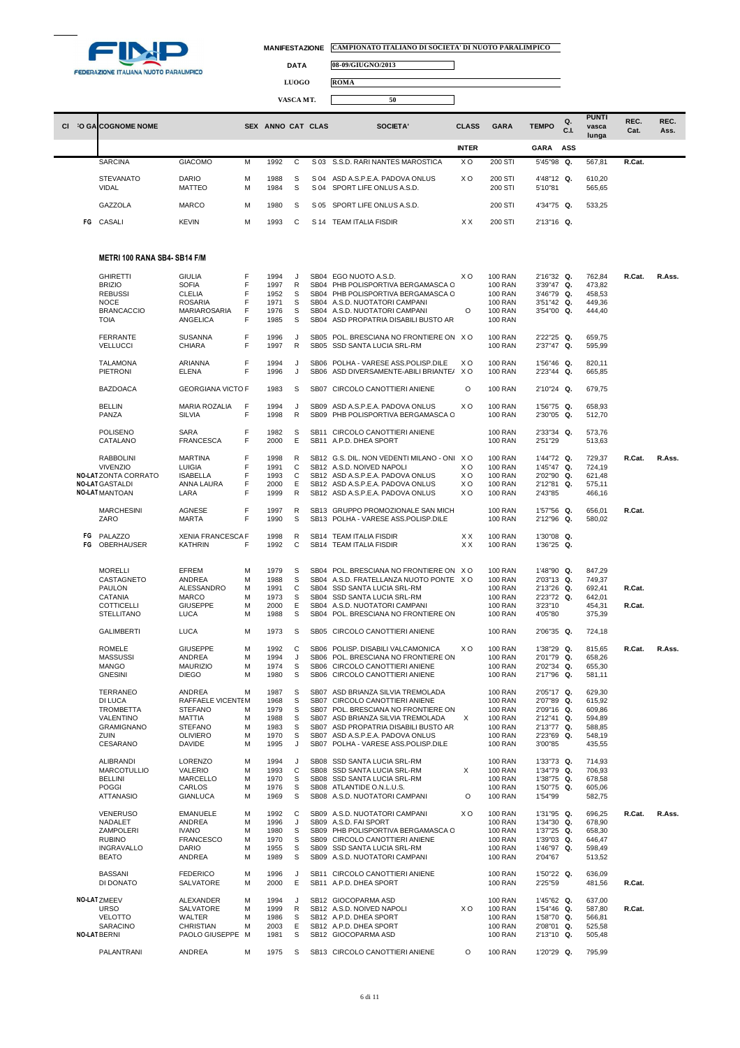FEDERAZIONE ITALIANA NUOTO PARALIMPICO

**MANIFESTAZIONE** CAMPIONATO ITALIANO DI SOCIETA' DI NUOTO PARALIMPICO

**DATA** 08-09/GIUGNO/2013

**LUOGO** ROMA

**VASCA MT.** 50

| Cl | FO GA | COGNOME NOME | | SEX | ANNO | CAT | CLAS | SOCIETA' | CLASS | GARA | TEMPO | Q. C.I. | PUNTI vasca lunga | REC. Cat. | REC. Ass. |
|---|---|---|---|---|---|---|---|---|---|---|---|---|---|---|---|
| | | | | | | | | | INTER | | GARA | ASS | | | |
| | | SARCINA | GIACOMO | M | 1992 | C | S 03 | S.S.D. RARI NANTES MAROSTICA | X O | 200 STI | 5'45"98 | Q. | 567,81 | R.Cat. | |
| | | STEVANATO | DARIO | M | 1988 | S | S 04 | ASD A.S.P.E.A. PADOVA ONLUS | X O | 200 STI | 4'48"12 | Q. | 610,20 | | |
| | | VIDAL | MATTEO | M | 1984 | S | S 04 | SPORT LIFE ONLUS A.S.D. | | 200 STI | 5'10"81 | | 565,65 | | |
| | | GAZZOLA | MARCO | M | 1980 | S | S 05 | SPORT LIFE ONLUS A.S.D. | | 200 STI | 4'34"75 | Q. | 533,25 | | |
| | FG | CASALI | KEVIN | M | 1993 | C | S 14 | TEAM ITALIA FISDIR | X X | 200 STI | 2'13"16 | Q. | | | |

### METRI 100 RANA SB4- SB14 F/M

| Cl | FO GA | COGNOME NOME | | SEX | ANNO | CAT | CLAS | SOCIETA' | CLASS | GARA | TEMPO | Q. C.I. | PUNTI vasca lunga | REC. Cat. | REC. Ass. |
|---|---|---|---|---|---|---|---|---|---|---|---|---|---|---|---|
| | | GHIRETTI | GIULIA | F | 1994 | J | SB04 | EGO NUOTO A.S.D. | X O | 100 RAN | 2'16"32 | Q. | 762,84 | R.Cat. | R.Ass. |
| | | BRIZIO | SOFIA | F | 1997 | R | SB04 | PHB POLISPORTIVA BERGAMASCA O | | 100 RAN | 3'39"47 | Q. | 473,82 | | |
| | | REBUSSI | CLELIA | F | 1952 | S | SB04 | PHB POLISPORTIVA BERGAMASCA O | | 100 RAN | 3'46"79 | Q. | 458,53 | | |
| | | NOCE | ROSARIA | F | 1971 | S | SB04 | A.S.D. NUOTATORI CAMPANI | | 100 RAN | 3'51"42 | Q. | 449,36 | | |
| | | BRANCACCIO | MARIAROSARIA | F | 1976 | S | SB04 | A.S.D. NUOTATORI CAMPANI | O | 100 RAN | 3'54"00 | Q. | 444,40 | | |
| | | TOIA | ANGELICA | F | 1985 | S | SB04 | ASD PROPATRIA DISABILI BUSTO AR | | 100 RAN | | | | | |
| | | FERRANTE | SUSANNA | F | 1996 | J | SB05 | POL. BRESCIANA NO FRONTIERE ON | X O | 100 RAN | 2'22"25 | Q. | 659,75 | | |
| | | VELLUCCI | CHIARA | F | 1997 | R | SB05 | SSD SANTA LUCIA SRL-RM | | 100 RAN | 2'37"47 | Q. | 595,99 | | |
| | | TALAMONA | ARIANNA | F | 1994 | J | SB06 | POLHA - VARESE ASS.POLISP.DILE | X O | 100 RAN | 1'56"46 | Q. | 820,11 | | |
| | | PIETRONI | ELENA | F | 1996 | J | SB06 | ASD DIVERSAMENTE-ABILI BRIANTE/ | X O | 100 RAN | 2'23"44 | Q. | 665,85 | | |
| | | BAZDOACA | GEORGIANA VICTO | F | 1983 | S | SB07 | CIRCOLO CANOTTIERI ANIENE | O | 100 RAN | 2'10"24 | Q. | 679,75 | | |
| | | BELLIN | MARIA ROZALIA | F | 1994 | J | SB09 | ASD A.S.P.E.A. PADOVA ONLUS | X O | 100 RAN | 1'56"75 | Q. | 658,93 | | |
| | | PANZA | SILVIA | F | 1998 | R | SB09 | PHB POLISPORTIVA BERGAMASCA O | | 100 RAN | 2'30"05 | Q. | 512,70 | | |
| | | POLISENO | SARA | F | 1982 | S | SB11 | CIRCOLO CANOTTIERI ANIENE | | 100 RAN | 2'33"34 | Q. | 573,76 | | |
| | | CATALANO | FRANCESCA | F | 2000 | E | SB11 | A.P.D. DHEA SPORT | | 100 RAN | 2'51"29 | | 513,63 | | |
| | | RABBOLINI | MARTINA | F | 1998 | R | SB12 | G.S. DIL. NON VEDENTI MILANO - ONI | X O | 100 RAN | 1'44"72 | Q. | 729,37 | R.Cat. | R.Ass. |
| | | VIVENZIO | LUIGIA | F | 1991 | C | SB12 | A.S.D. NOIVED NAPOLI | X O | 100 RAN | 1'45"47 | Q. | 724,19 | | |
| | NO-LAT | ZONTA CORRATO | ISABELLA | F | 1993 | C | SB12 | ASD A.S.P.E.A. PADOVA ONLUS | X O | 100 RAN | 2'02"90 | Q. | 621,48 | | |
| | NO-LAT | GASTALDI | ANNA LAURA | F | 2000 | E | SB12 | ASD A.S.P.E.A. PADOVA ONLUS | X O | 100 RAN | 2'12"81 | Q. | 575,11 | | |
| | NO-LAT | MANTOAN | LARA | F | 1999 | R | SB12 | ASD A.S.P.E.A. PADOVA ONLUS | X O | 100 RAN | 2'43"85 | | 466,16 | | |
| | | MARCHESINI | AGNESE | F | 1997 | R | SB13 | GRUPPO PROMOZIONALE SAN MICH | | 100 RAN | 1'57"56 | Q. | 656,01 | R.Cat. | |
| | | ZARO | MARTA | F | 1990 | S | SB13 | POLHA - VARESE ASS.POLISP.DILE | | 100 RAN | 2'12"96 | Q. | 580,02 | | |
| | FG | PALAZZO | XENIA FRANCESCA | F | 1998 | R | SB14 | TEAM ITALIA FISDIR | X X | 100 RAN | 1'30"08 | Q. | | | |
| | FG | OBERHAUSER | KATHRIN | F | 1992 | C | SB14 | TEAM ITALIA FISDIR | X X | 100 RAN | 1'36"25 | Q. | | | |
| | | MORELLI | EFREM | M | 1979 | S | SB04 | POL. BRESCIANA NO FRONTIERE ON | X O | 100 RAN | 1'48"90 | Q. | 847,29 | | |
| | | CASTAGNETO | ANDREA | M | 1988 | S | SB04 | A.S.D. FRATELLANZA NUOTO PONTE | X O | 100 RAN | 2'03"13 | Q. | 749,37 | | |
| | | PAULON | ALESSANDRO | M | 1991 | C | SB04 | SSD SANTA LUCIA SRL-RM | | 100 RAN | 2'13"26 | Q. | 692,41 | R.Cat. | |
| | | CATANIA | MARCO | M | 1973 | S | SB04 | SSD SANTA LUCIA SRL-RM | | 100 RAN | 2'23"72 | Q. | 642,01 | | |
| | | COTTICELLI | GIUSEPPE | M | 2000 | E | SB04 | A.S.D. NUOTATORI CAMPANI | | 100 RAN | 3'23"10 | | 454,31 | R.Cat. | |
| | | STELLITANO | LUCA | M | 1988 | S | SB04 | POL. BRESCIANA NO FRONTIERE ON | | 100 RAN | 4'05"80 | | 375,39 | | |
| | | GALIMBERTI | LUCA | M | 1973 | S | SB05 | CIRCOLO CANOTTIERI ANIENE | | 100 RAN | 2'06"35 | Q. | 724,18 | | |
| | | ROMELE | GIUSEPPE | M | 1992 | C | SB06 | POLISP. DISABILI VALCAMONICA | X O | 100 RAN | 1'38"29 | Q. | 815,65 | R.Cat. | R.Ass. |
| | | MASSUSSI | ANDREA | M | 1994 | J | SB06 | POL. BRESCIANA NO FRONTIERE ON | | 100 RAN | 2'01"79 | Q. | 658,26 | | |
| | | MANGO | MAURIZIO | M | 1974 | S | SB06 | CIRCOLO CANOTTIERI ANIENE | | 100 RAN | 2'02"34 | Q. | 655,30 | | |
| | | GNESINI | DIEGO | M | 1980 | S | SB06 | CIRCOLO CANOTTIERI ANIENE | | 100 RAN | 2'17"96 | Q. | 581,11 | | |
| | | TERRANEO | ANDREA | M | 1987 | S | SB07 | ASD BRIANZA SILVIA TREMOLADA | | 100 RAN | 2'05"17 | Q. | 629,30 | | |
| | | DI LUCA | RAFFAELE VICENTE | M | 1968 | S | SB07 | CIRCOLO CANOTTIERI ANIENE | | 100 RAN | 2'07"89 | Q. | 615,92 | | |
| | | TROMBETTA | STEFANO | M | 1979 | S | SB07 | POL. BRESCIANA NO FRONTIERE ON | | 100 RAN | 2'09"16 | Q. | 609,86 | | |
| | | VALENTINO | MATTIA | M | 1988 | S | SB07 | ASD BRIANZA SILVIA TREMOLADA | X | 100 RAN | 2'12"41 | Q. | 594,89 | | |
| | | GRAMIGNANO | STEFANO | M | 1983 | S | SB07 | ASD PROPATRIA DISABILI BUSTO AR | | 100 RAN | 2'13"77 | Q. | 588,85 | | |
| | | ZUIN | OLIVIERO | M | 1970 | S | SB07 | ASD A.S.P.E.A. PADOVA ONLUS | | 100 RAN | 2'23"69 | Q. | 548,19 | | |
| | | CESARANO | DAVIDE | M | 1995 | J | SB07 | POLHA - VARESE ASS.POLISP.DILE | | 100 RAN | 3'00"85 | | 435,55 | | |
| | | ALIBRANDI | LORENZO | M | 1994 | J | SB08 | SSD SANTA LUCIA SRL-RM | | 100 RAN | 1'33"73 | Q. | 714,93 | | |
| | | MARCOTULLIO | VALERIO | M | 1993 | C | SB08 | SSD SANTA LUCIA SRL-RM | X | 100 RAN | 1'34"79 | Q. | 706,93 | | |
| | | BELLINI | MARCELLO | M | 1970 | S | SB08 | SSD SANTA LUCIA SRL-RM | | 100 RAN | 1'38"75 | Q. | 678,58 | | |
| | | POGGI | CARLOS | M | 1976 | S | SB08 | ATLANTIDE O.N.L.U.S. | | 100 RAN | 1'50"75 | Q. | 605,06 | | |
| | | ATTANASIO | GIANLUCA | M | 1969 | S | SB08 | A.S.D. NUOTATORI CAMPANI | O | 100 RAN | 1'54"99 | | 582,75 | | |
| | | VENERUSO | EMANUELE | M | 1992 | C | SB09 | A.S.D. NUOTATORI CAMPANI | X O | 100 RAN | 1'31"95 | Q. | 696,25 | R.Cat. | R.Ass. |
| | | NADALET | ANDREA | M | 1996 | J | SB09 | A.S.D. FAI SPORT | | 100 RAN | 1'34"30 | Q. | 678,90 | | |
| | | ZAMPOLERI | IVANO | M | 1980 | S | SB09 | PHB POLISPORTIVA BERGAMASCA O | | 100 RAN | 1'37"25 | Q. | 658,30 | | |
| | | RUBINO | FRANCESCO | M | 1970 | S | SB09 | CIRCOLO CANOTTIERI ANIENE | | 100 RAN | 1'39"03 | Q. | 646,47 | | |
| | | INGRAVALLO | DARIO | M | 1955 | S | SB09 | SSD SANTA LUCIA SRL-RM | | 100 RAN | 1'46"97 | Q. | 598,49 | | |
| | | BEATO | ANDREA | M | 1989 | S | SB09 | A.S.D. NUOTATORI CAMPANI | | 100 RAN | 2'04"67 | | 513,52 | | |
| | | BASSANI | FEDERICO | M | 1996 | J | SB11 | CIRCOLO CANOTTIERI ANIENE | | 100 RAN | 1'50"22 | Q. | 636,09 | | |
| | | DI DONATO | SALVATORE | M | 2000 | E | SB11 | A.P.D. DHEA SPORT | | 100 RAN | 2'25"59 | | 481,56 | R.Cat. | |
| | NO-LAT | ZMEEV | ALEXANDER | M | 1994 | J | SB12 | GIOCOPARMA ASD | | 100 RAN | 1'45"62 | Q. | 637,00 | | |
| | | URSO | SALVATORE | M | 1999 | R | SB12 | A.S.D. NOIVED NAPOLI | X O | 100 RAN | 1'54"46 | Q. | 587,80 | R.Cat. | |
| | | VELOTTO | WALTER | M | 1986 | S | SB12 | A.P.D. DHEA SPORT | | 100 RAN | 1'58"70 | Q. | 566,81 | | |
| | | SARACINO | CHRISTIAN | M | 2003 | E | SB12 | A.P.D. DHEA SPORT | | 100 RAN | 2'08"01 | Q. | 525,58 | | |
| | NO-LAT | BERNI | PAOLO GIUSEPPE | M | 1981 | S | SB12 | GIOCOPARMA ASD | | 100 RAN | 2'13"10 | Q. | 505,48 | | |
| | | PALANTRANI | ANDREA | M | 1975 | S | SB13 | CIRCOLO CANOTTIERI ANIENE | O | 100 RAN | 1'20"29 | Q. | 795,99 | | |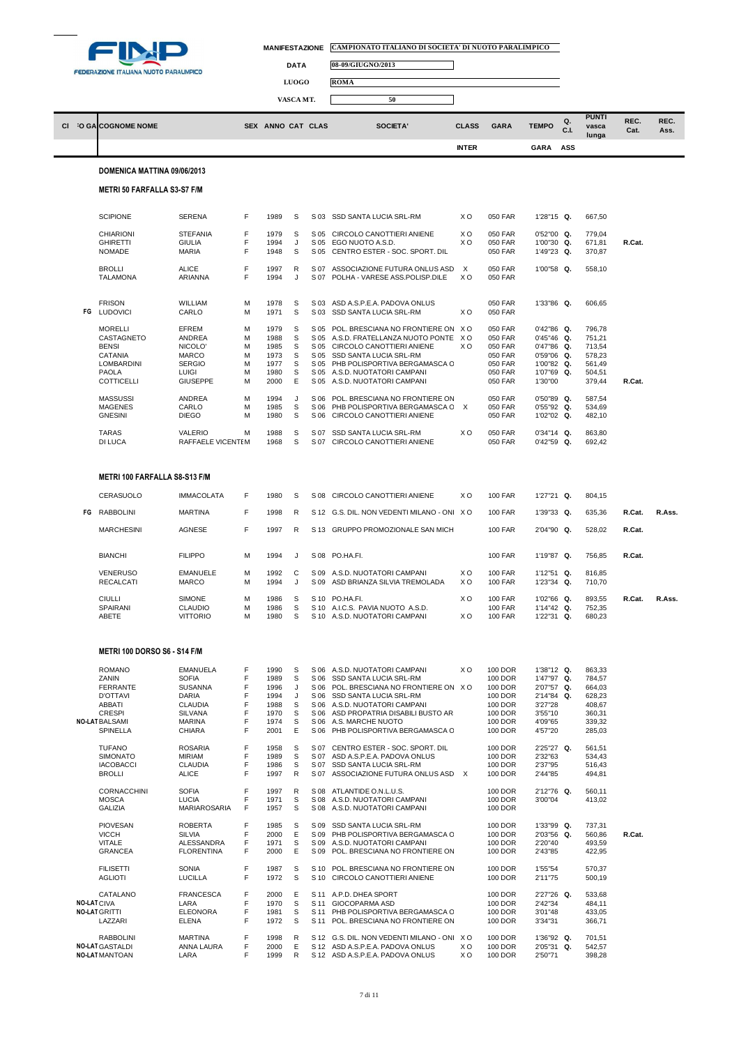FEDERAZIONE ITALIANA NUOTO PARALIMPICO

**MANIFESTAZIONE** CAMPIONATO ITALIANO DI SOCIETA' DI NUOTO PARALIMPICO

**DATA** 08-09/GIUGNO/2013

**LUOGO** ROMA

**VASCA MT.** 50

| CI | FO GA | COGNOME NOME | | SEX | ANNO | CAT | CLAS | SOCIETA' | CLASS | GARA | TEMPO | Q. C.I. | PUNTI vasca lunga | REC. Cat. | REC. Ass. |
|---|---|---|---|---|---|---|---|---|---|---|---|---|---|---|---|
| | | | | | | | | | INTER | | GARA | ASS | | | |

## DOMENICA MATTINA 09/06/2013

### METRI 50 FARFALLA S3-S7 F/M

| CI | FO GA | COGNOME | NOME | SEX | ANNO | CAT | CLAS | SOCIETA' | CLASS INTER | GARA | TEMPO | Q. | PUNTI | REC. Cat. | REC. Ass. |
|---|---|---|---|---|---|---|---|---|---|---|---|---|---|---|---|
| | | SCIPIONE | SERENA | F | 1989 | S | S 03 | SSD SANTA LUCIA SRL-RM | X O | 050 FAR | 1'28"15 | Q. | 667,50 | | |
| | | CHIARIONI | STEFANIA | F | 1979 | S | S 05 | CIRCOLO CANOTTIERI ANIENE | X O | 050 FAR | 0'52"00 | Q. | 779,04 | | |
| | | GHIRETTI | GIULIA | F | 1994 | J | S 05 | EGO NUOTO A.S.D. | X O | 050 FAR | 1'00"30 | Q. | 671,81 | R.Cat. | |
| | | NOMADE | MARIA | F | 1948 | S | S 05 | CENTRO ESTER - SOC. SPORT. DIL | | 050 FAR | 1'49"23 | Q. | 370,87 | | |
| | | BROLLI | ALICE | F | 1997 | R | S 07 | ASSOCIAZIONE FUTURA ONLUS ASD | X | 050 FAR | 1'00"58 | Q. | 558,10 | | |
| | | TALAMONA | ARIANNA | F | 1994 | J | S 07 | POLHA - VARESE ASS.POLISP.DILE | X O | 050 FAR | | | | | |
| | | FRISON | WILLIAM | M | 1978 | S | S 03 | ASD A.S.P.E.A. PADOVA ONLUS | | 050 FAR | 1'33"86 | Q. | 606,65 | | |
| | FG | LUDOVICI | CARLO | M | 1971 | S | S 03 | SSD SANTA LUCIA SRL-RM | X O | 050 FAR | | | | | |
| | | MORELLI | EFREM | M | 1979 | S | S 05 | POL. BRESCIANA NO FRONTIERE ON | X O | 050 FAR | 0'42"86 | Q. | 796,78 | | |
| | | CASTAGNETO | ANDREA | M | 1988 | S | S 05 | A.S.D. FRATELLANZA NUOTO PONTE | X O | 050 FAR | 0'45"46 | Q. | 751,21 | | |
| | | BENSI | NICOLO' | M | 1985 | S | S 05 | CIRCOLO CANOTTIERI ANIENE | X O | 050 FAR | 0'47"86 | Q. | 713,54 | | |
| | | CATANIA | MARCO | M | 1973 | S | S 05 | SSD SANTA LUCIA SRL-RM | | 050 FAR | 0'59"06 | Q. | 578,23 | | |
| | | LOMBARDINI | SERGIO | M | 1977 | S | S 05 | PHB POLISPORTIVA BERGAMASCA O | | 050 FAR | 1'00"82 | Q. | 561,49 | | |
| | | PAOLA | LUIGI | M | 1980 | S | S 05 | A.S.D. NUOTATORI CAMPANI | | 050 FAR | 1'07"69 | Q. | 504,51 | | |
| | | COTTICELLI | GIUSEPPE | M | 2000 | E | S 05 | A.S.D. NUOTATORI CAMPANI | | 050 FAR | 1'30"00 | | 379,44 | R.Cat. | |
| | | MASSUSSI | ANDREA | M | 1994 | J | S 06 | POL. BRESCIANA NO FRONTIERE ON | | 050 FAR | 0'50"89 | Q. | 587,54 | | |
| | | MAGENES | CARLO | M | 1985 | S | S 06 | PHB POLISPORTIVA BERGAMASCA O | X | 050 FAR | 0'55"92 | Q. | 534,69 | | |
| | | GNESINI | DIEGO | M | 1980 | S | S 06 | CIRCOLO CANOTTIERI ANIENE | | 050 FAR | 1'02"02 | Q. | 482,10 | | |
| | | TARAS | VALERIO | M | 1988 | S | S 07 | SSD SANTA LUCIA SRL-RM | X O | 050 FAR | 0'34"14 | Q. | 863,80 | | |
| | | DI LUCA | RAFFAELE VICENTE | M | 1968 | S | S 07 | CIRCOLO CANOTTIERI ANIENE | | 050 FAR | 0'42"59 | Q. | 692,42 | | |

### METRI 100 FARFALLA S8-S13 F/M

| CI | FO GA | COGNOME | NOME | SEX | ANNO | CAT | CLAS | SOCIETA' | CLASS INTER | GARA | TEMPO | Q. | PUNTI | REC. Cat. | REC. Ass. |
|---|---|---|---|---|---|---|---|---|---|---|---|---|---|---|---|
| | | CERASUOLO | IMMACOLATA | F | 1980 | S | S 08 | CIRCOLO CANOTTIERI ANIENE | X O | 100 FAR | 1'27"21 | Q. | 804,15 | | |
| | FG | RABBOLINI | MARTINA | F | 1998 | R | S 12 | G.S. DIL. NON VEDENTI MILANO - ONI | X O | 100 FAR | 1'39"33 | Q. | 635,36 | R.Cat. | R.Ass. |
| | | MARCHESINI | AGNESE | F | 1997 | R | S 13 | GRUPPO PROMOZIONALE SAN MICH | | 100 FAR | 2'04"90 | Q. | 528,02 | R.Cat. | |
| | | BIANCHI | FILIPPO | M | 1994 | J | S 08 | PO.HA.FI. | | 100 FAR | 1'19"87 | Q. | 756,85 | R.Cat. | |
| | | VENERUSO | EMANUELE | M | 1992 | C | S 09 | A.S.D. NUOTATORI CAMPANI | X O | 100 FAR | 1'12"51 | Q. | 816,85 | | |
| | | RECALCATI | MARCO | M | 1994 | J | S 09 | ASD BRIANZA SILVIA TREMOLADA | X O | 100 FAR | 1'23"34 | Q. | 710,70 | | |
| | | CIULLI | SIMONE | M | 1986 | S | S 10 | PO.HA.FI. | X O | 100 FAR | 1'02"66 | Q. | 893,55 | R.Cat. | R.Ass. |
| | | SPAIRANI | CLAUDIO | M | 1986 | S | S 10 | A.I.C.S. PAVIA NUOTO A.S.D. | | 100 FAR | 1'14"42 | Q. | 752,35 | | |
| | | ABETE | VITTORIO | M | 1980 | S | S 10 | A.S.D. NUOTATORI CAMPANI | X O | 100 FAR | 1'22"31 | Q. | 680,23 | | |

### METRI 100 DORSO S6 - S14 F/M

| CI | FO GA | COGNOME | NOME | SEX | ANNO | CAT | CLAS | SOCIETA' | CLASS INTER | GARA | TEMPO | Q. | PUNTI | REC. Cat. | REC. Ass. |
|---|---|---|---|---|---|---|---|---|---|---|---|---|---|---|---|
| | | ROMANO | EMANUELA | F | 1990 | S | S 06 | A.S.D. NUOTATORI CAMPANI | X O | 100 DOR | 1'38"12 | Q. | 863,33 | | |
| | | ZANIN | SOFIA | F | 1989 | S | S 06 | SSD SANTA LUCIA SRL-RM | | 100 DOR | 1'47"97 | Q. | 784,57 | | |
| | | FERRANTE | SUSANNA | F | 1996 | J | S 06 | POL. BRESCIANA NO FRONTIERE ON | X O | 100 DOR | 2'07"57 | Q. | 664,03 | | |
| | | D'OTTAVI | DARIA | F | 1994 | J | S 06 | SSD SANTA LUCIA SRL-RM | | 100 DOR | 2'14"84 | Q. | 628,23 | | |
| | | ABBATI | CLAUDIA | F | 1988 | S | S 06 | A.S.D. NUOTATORI CAMPANI | | 100 DOR | 3'27"28 | | 408,67 | | |
| | | CRESPI | SILVANA | F | 1970 | S | S 06 | ASD PROPATRIA DISABILI BUSTO AR | | 100 DOR | 3'55"10 | | 360,31 | | |
| | NO-LAT | BALSAMI | MARINA | F | 1974 | S | S 06 | A.S. MARCHE NUOTO | | 100 DOR | 4'09"65 | | 339,32 | | |
| | | SPINELLA | CHIARA | F | 2001 | E | S 06 | PHB POLISPORTIVA BERGAMASCA O | | 100 DOR | 4'57"20 | | 285,03 | | |
| | | TUFANO | ROSARIA | F | 1958 | S | S 07 | CENTRO ESTER - SOC. SPORT. DIL | | 100 DOR | 2'25"27 | Q. | 561,51 | | |
| | | SIMONATO | MIRIAM | F | 1989 | S | S 07 | ASD A.S.P.E.A. PADOVA ONLUS | | 100 DOR | 2'32"63 | | 534,43 | | |
| | | IACOBACCI | CLAUDIA | F | 1986 | S | S 07 | SSD SANTA LUCIA SRL-RM | | 100 DOR | 2'37"95 | | 516,43 | | |
| | | BROLLI | ALICE | F | 1997 | R | S 07 | ASSOCIAZIONE FUTURA ONLUS ASD | X | 100 DOR | 2'44"85 | | 494,81 | | |
| | | CORNACCHINI | SOFIA | F | 1997 | R | S 08 | ATLANTIDE O.N.L.U.S. | | 100 DOR | 2'12"76 | Q. | 560,11 | | |
| | | MOSCA | LUCIA | F | 1971 | S | S 08 | A.S.D. NUOTATORI CAMPANI | | 100 DOR | 3'00"04 | | 413,02 | | |
| | | GALIZIA | MARIAROSARIA | F | 1957 | S | S 08 | A.S.D. NUOTATORI CAMPANI | | 100 DOR | | | | | |
| | | PIOVESAN | ROBERTA | F | 1985 | S | S 09 | SSD SANTA LUCIA SRL-RM | | 100 DOR | 1'33"99 | Q. | 737,31 | | |
| | | VICCH | SILVIA | F | 2000 | E | S 09 | PHB POLISPORTIVA BERGAMASCA O | | 100 DOR | 2'03"56 | Q. | 560,86 | R.Cat. | |
| | | VITALE | ALESSANDRA | F | 1971 | S | S 09 | A.S.D. NUOTATORI CAMPANI | | 100 DOR | 2'20"40 | | 493,59 | | |
| | | GRANCEA | FLORENTINA | F | 2000 | E | S 09 | POL. BRESCIANA NO FRONTIERE ON | | 100 DOR | 2'43"85 | | 422,95 | | |
| | | FILISETTI | SONIA | F | 1987 | S | S 10 | POL. BRESCIANA NO FRONTIERE ON | | 100 DOR | 1'55"54 | | 570,37 | | |
| | | AGLIOTI | LUCILLA | F | 1972 | S | S 10 | CIRCOLO CANOTTIERI ANIENE | | 100 DOR | 2'11"75 | | 500,19 | | |
| | | CATALANO | FRANCESCA | F | 2000 | E | S 11 | A.P.D. DHEA SPORT | | 100 DOR | 2'27"26 | Q. | 533,68 | | |
| | NO-LAT | CIVA | LARA | F | 1970 | S | S 11 | GIOCOPARMA ASD | | 100 DOR | 2'42"34 | | 484,11 | | |
| | NO-LAT | GRITTI | ELEONORA | F | 1981 | S | S 11 | PHB POLISPORTIVA BERGAMASCA O | | 100 DOR | 3'01"48 | | 433,05 | | |
| | | LAZZARI | ELENA | F | 1972 | S | S 11 | POL. BRESCIANA NO FRONTIERE ON | | 100 DOR | 3'34"31 | | 366,71 | | |
| | | RABBOLINI | MARTINA | F | 1998 | R | S 12 | G.S. DIL. NON VEDENTI MILANO - ONI | X O | 100 DOR | 1'36"92 | Q. | 701,51 | | |
| | NO-LAT | GASTALDI | ANNA LAURA | F | 2000 | E | S 12 | ASD A.S.P.E.A. PADOVA ONLUS | X O | 100 DOR | 2'05"31 | Q. | 542,57 | | |
| | NO-LAT | MANTOAN | LARA | F | 1999 | R | S 12 | ASD A.S.P.E.A. PADOVA ONLUS | X O | 100 DOR | 2'50"71 | | 398,28 | | |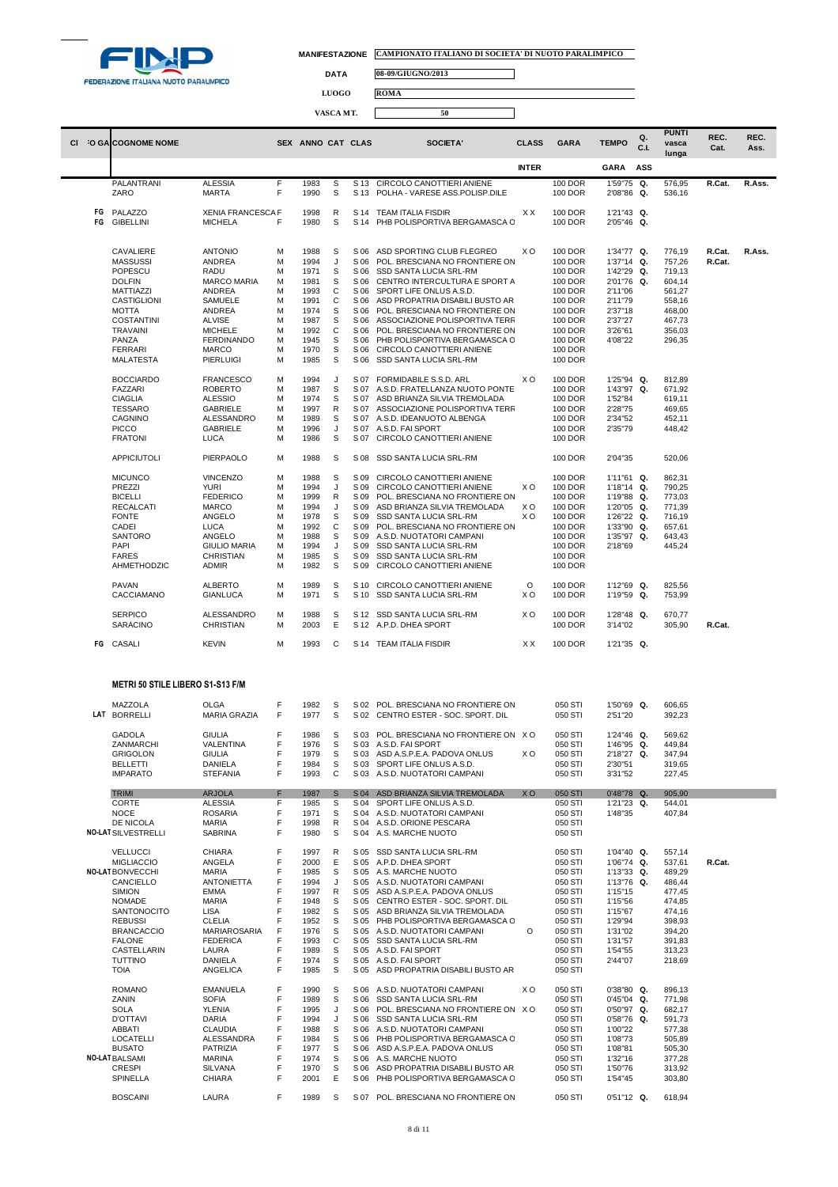FEDERAZIONE ITALIANA NUOTO PARALIMPICO

**MANIFESTAZIONE** CAMPIONATO ITALIANO DI SOCIETA' DI NUOTO PARALIMPICO

**DATA** 08-09/GIUGNO/2013

**LUOGO** ROMA

**VASCA MT.** 50

| CI | FO GA | COGNOME NOME | | SEX | ANNO | CAT | CLAS | SOCIETA' | CLASS | GARA | TEMPO | Q. C.I. | PUNTI vasca lunga | REC. Cat. | REC. Ass. |
|---|---|---|---|---|---|---|---|---|---|---|---|---|---|---|---|
| | | | | | | | | | INTER | | GARA | ASS | | | |
| | | PALANTRANI | ALESSIA | F | 1983 | S | S 13 | CIRCOLO CANOTTIERI ANIENE | | 100 DOR | 1'59"75 | Q. | 576,95 | R.Cat. | R.Ass. |
| | | ZARO | MARTA | F | 1990 | S | S 13 | POLHA - VARESE ASS.POLISP.DILE | | 100 DOR | 2'08"86 | Q. | 536,16 | | |
| | FG | PALAZZO | XENIA FRANCESCA | F | 1998 | R | S 14 | TEAM ITALIA FISDIR | X X | 100 DOR | 1'21"43 | Q. | | | |
| | FG | GIBELLINI | MICHELA | F | 1980 | S | S 14 | PHB POLISPORTIVA BERGAMASCA O | | 100 DOR | 2'05"46 | Q. | | | |
| | | CAVALIERE | ANTONIO | M | 1988 | S | S 06 | ASD SPORTING CLUB FLEGREO | X O | 100 DOR | 1'34"77 | Q. | 776,19 | R.Cat. | R.Ass. |
| | | MASSUSSI | ANDREA | M | 1994 | J | S 06 | POL. BRESCIANA NO FRONTIERE ON | | 100 DOR | 1'37"14 | Q. | 757,26 | R.Cat. | |
| | | POPESCU | RADU | M | 1971 | S | S 06 | SSD SANTA LUCIA SRL-RM | | 100 DOR | 1'42"29 | Q. | 719,13 | | |
| | | DOLFIN | MARCO MARIA | M | 1981 | S | S 06 | CENTRO INTERCULTURA E SPORT A | | 100 DOR | 2'01"76 | Q. | 604,14 | | |
| | | MATTIAZZI | ANDREA | M | 1993 | C | S 06 | SPORT LIFE ONLUS A.S.D. | | 100 DOR | 2'11"06 | | 561,27 | | |
| | | CASTIGLIONI | SAMUELE | M | 1991 | C | S 06 | ASD PROPATRIA DISABILI BUSTO AR | | 100 DOR | 2'11"79 | | 558,16 | | |
| | | MOTTA | ANDREA | M | 1974 | S | S 06 | POL. BRESCIANA NO FRONTIERE ON | | 100 DOR | 2'37"18 | | 468,00 | | |
| | | COSTANTINI | ALVISE | M | 1987 | S | S 06 | ASSOCIAZIONE POLISPORTIVA TERR | | 100 DOR | 2'37"27 | | 467,73 | | |
| | | TRAVAINI | MICHELE | M | 1992 | C | S 06 | POL. BRESCIANA NO FRONTIERE ON | | 100 DOR | 3'26"61 | | 356,03 | | |
| | | PANZA | FERDINANDO | M | 1945 | S | S 06 | PHB POLISPORTIVA BERGAMASCA O | | 100 DOR | 4'08"22 | | 296,35 | | |
| | | FERRARI | MARCO | M | 1970 | S | S 06 | CIRCOLO CANOTTIERI ANIENE | | 100 DOR | | | | | |
| | | MALATESTA | PIERLUIGI | M | 1985 | S | S 06 | SSD SANTA LUCIA SRL-RM | | 100 DOR | | | | | |
| | | BOCCIARDO | FRANCESCO | M | 1994 | J | S 07 | FORMIDABILE S.S.D. ARL | X O | 100 DOR | 1'25"94 | Q. | 812,89 | | |
| | | FAZZARI | ROBERTO | M | 1987 | S | S 07 | A.S.D. FRATELLANZA NUOTO PONTE | | 100 DOR | 1'43"97 | Q. | 671,92 | | |
| | | CIAGLIA | ALESSIO | M | 1974 | S | S 07 | ASD BRIANZA SILVIA TREMOLADA | | 100 DOR | 1'52"84 | | 619,11 | | |
| | | TESSARO | GABRIELE | M | 1997 | R | S 07 | ASSOCIAZIONE POLISPORTIVA TERR | | 100 DOR | 2'28"75 | | 469,65 | | |
| | | CAGNINO | ALESSANDRO | M | 1989 | S | S 07 | A.S.D. IDEANUOTO ALBENGA | | 100 DOR | 2'34"52 | | 452,11 | | |
| | | PICCO | GABRIELE | M | 1996 | J | S 07 | A.S.D. FAI SPORT | | 100 DOR | 2'35"79 | | 448,42 | | |
| | | FRATONI | LUCA | M | 1986 | S | S 07 | CIRCOLO CANOTTIERI ANIENE | | 100 DOR | | | | | |
| | | APPICIUTOLI | PIERPAOLO | M | 1988 | S | S 08 | SSD SANTA LUCIA SRL-RM | | 100 DOR | 2'04"35 | | 520,06 | | |
| | | MICUNCO | VINCENZO | M | 1988 | S | S 09 | CIRCOLO CANOTTIERI ANIENE | | 100 DOR | 1'11"61 | Q. | 862,31 | | |
| | | PREZZI | YURI | M | 1994 | J | S 09 | CIRCOLO CANOTTIERI ANIENE | X O | 100 DOR | 1'18"14 | Q. | 790,25 | | |
| | | BICELLI | FEDERICO | M | 1999 | R | S 09 | POL. BRESCIANA NO FRONTIERE ON | | 100 DOR | 1'19"88 | Q. | 773,03 | | |
| | | RECALCATI | MARCO | M | 1994 | J | S 09 | ASD BRIANZA SILVIA TREMOLADA | X O | 100 DOR | 1'20"05 | Q. | 771,39 | | |
| | | FONTE | ANGELO | M | 1978 | S | S 09 | SSD SANTA LUCIA SRL-RM | X O | 100 DOR | 1'26"22 | Q. | 716,19 | | |
| | | CADEI | LUCA | M | 1992 | C | S 09 | POL. BRESCIANA NO FRONTIERE ON | | 100 DOR | 1'33"90 | Q. | 657,61 | | |
| | | SANTORO | ANGELO | M | 1988 | S | S 09 | A.S.D. NUOTATORI CAMPANI | | 100 DOR | 1'35"97 | Q. | 643,43 | | |
| | | PAPI | GIULIO MARIA | M | 1994 | J | S 09 | SSD SANTA LUCIA SRL-RM | | 100 DOR | 2'18"69 | | 445,24 | | |
| | | FARES | CHRISTIAN | M | 1985 | S | S 09 | SSD SANTA LUCIA SRL-RM | | 100 DOR | | | | | |
| | | AHMETHODZIC | ADMIR | M | 1982 | S | S 09 | CIRCOLO CANOTTIERI ANIENE | | 100 DOR | | | | | |
| | | PAVAN | ALBERTO | M | 1989 | S | S 10 | CIRCOLO CANOTTIERI ANIENE | O | 100 DOR | 1'12"69 | Q. | 825,56 | | |
| | | CACCIAMANO | GIANLUCA | M | 1971 | S | S 10 | SSD SANTA LUCIA SRL-RM | X O | 100 DOR | 1'19"59 | Q. | 753,99 | | |
| | | SERPICO | ALESSANDRO | M | 1988 | S | S 12 | SSD SANTA LUCIA SRL-RM | X O | 100 DOR | 1'28"48 | Q. | 670,77 | | |
| | | SARACINO | CHRISTIAN | M | 2003 | E | S 12 | A.P.D. DHEA SPORT | | 100 DOR | 3'14"02 | | 305,90 | R.Cat. | |
| | FG | CASALI | KEVIN | M | 1993 | C | S 14 | TEAM ITALIA FISDIR | X X | 100 DOR | 1'21"35 | Q. | | | |

**METRI 50 STILE LIBERO S1-S13 F/M**

| CI | FO GA | COGNOME NOME | | SEX | ANNO | CAT | CLAS | SOCIETA' | CLASS | GARA | TEMPO | Q. C.I. | PUNTI vasca lunga | REC. Cat. | REC. Ass. |
|---|---|---|---|---|---|---|---|---|---|---|---|---|---|---|---|
| | | MAZZOLA | OLGA | F | 1982 | S | S 02 | POL. BRESCIANA NO FRONTIERE ON | | 050 STI | 1'50"69 | Q. | 606,65 | | |
| | LAT | BORRELLI | MARIA GRAZIA | F | 1977 | S | S 02 | CENTRO ESTER - SOC. SPORT. DIL | | 050 STI | 2'51"20 | | 392,23 | | |
| | | GADOLA | GIULIA | F | 1986 | S | S 03 | POL. BRESCIANA NO FRONTIERE ON | X O | 050 STI | 1'24"46 | Q. | 569,62 | | |
| | | ZANMARCHI | VALENTINA | F | 1976 | S | S 03 | A.S.D. FAI SPORT | | 050 STI | 1'46"95 | Q. | 449,84 | | |
| | | GRIGOLON | GIULIA | F | 1979 | S | S 03 | ASD A.S.P.E.A. PADOVA ONLUS | X O | 050 STI | 2'18"27 | Q. | 347,94 | | |
| | | BELLETTI | DANIELA | F | 1984 | S | S 03 | SPORT LIFE ONLUS A.S.D. | | 050 STI | 2'30"51 | | 319,65 | | |
| | | IMPARATO | STEFANIA | F | 1993 | C | S 03 | A.S.D. NUOTATORI CAMPANI | | 050 STI | 3'31"52 | | 227,45 | | |
| | | TRIMI | ARJOLA | F | 1987 | S | S 04 | ASD BRIANZA SILVIA TREMOLADA | X O | 050 STI | 0'48"78 | Q. | 905,90 | | |
| | | CORTE | ALESSIA | F | 1985 | S | S 04 | SPORT LIFE ONLUS A.S.D. | | 050 STI | 1'21"23 | Q. | 544,01 | | |
| | | NOCE | ROSARIA | F | 1971 | S | S 04 | A.S.D. NUOTATORI CAMPANI | | 050 STI | 1'48"35 | | 407,84 | | |
| | | DE NICOLA | MARIA | F | 1998 | R | S 04 | A.S.D. ORIONE PESCARA | | 050 STI | | | | | |
| | NO-LAT | SILVESTRELLI | SABRINA | F | 1980 | S | S 04 | A.S. MARCHE NUOTO | | 050 STI | | | | | |
| | | VELLUCCI | CHIARA | F | 1997 | R | S 05 | SSD SANTA LUCIA SRL-RM | | 050 STI | 1'04"40 | Q. | 557,14 | | |
| | | MIGLIACCIO | ANGELA | F | 2000 | E | S 05 | A.P.D. DHEA SPORT | | 050 STI | 1'06"74 | Q. | 537,61 | R.Cat. | |
| | NO-LAT | BONVECCHI | MARIA | F | 1985 | S | S 05 | A.S. MARCHE NUOTO | | 050 STI | 1'13"33 | Q. | 489,29 | | |
| | | CANCIELLO | ANTONIETTA | F | 1994 | J | S 05 | A.S.D. NUOTATORI CAMPANI | | 050 STI | 1'13"76 | Q. | 486,44 | | |
| | | SIMION | EMMA | F | 1997 | R | S 05 | ASD A.S.P.E.A. PADOVA ONLUS | | 050 STI | 1'15"15 | | 477,45 | | |
| | | NOMADE | MARIA | F | 1948 | S | S 05 | CENTRO ESTER - SOC. SPORT. DIL | | 050 STI | 1'15"56 | | 474,85 | | |
| | | SANTONOCITO | LISA | F | 1982 | S | S 05 | ASD BRIANZA SILVIA TREMOLADA | | 050 STI | 1'15"67 | | 474,16 | | |
| | | REBUSSI | CLELIA | F | 1952 | S | S 05 | PHB POLISPORTIVA BERGAMASCA O | | 050 STI | 1'29"94 | | 398,93 | | |
| | | BRANCACCIO | MARIAROSARIA | F | 1976 | S | S 05 | A.S.D. NUOTATORI CAMPANI | O | 050 STI | 1'31"02 | | 394,20 | | |
| | | FALONE | FEDERICA | F | 1993 | C | S 05 | SSD SANTA LUCIA SRL-RM | | 050 STI | 1'31"57 | | 391,83 | | |
| | | CASTELLARIN | LAURA | F | 1989 | S | S 05 | A.S.D. FAI SPORT | | 050 STI | 1'54"55 | | 313,23 | | |
| | | TUTTINO | DANIELA | F | 1974 | S | S 05 | A.S.D. FAI SPORT | | 050 STI | 2'44"07 | | 218,69 | | |
| | | TOIA | ANGELICA | F | 1985 | S | S 05 | ASD PROPATRIA DISABILI BUSTO AR | | 050 STI | | | | | |
| | | ROMANO | EMANUELA | F | 1990 | S | S 06 | A.S.D. NUOTATORI CAMPANI | X O | 050 STI | 0'38"80 | Q. | 896,13 | | |
| | | ZANIN | SOFIA | F | 1989 | S | S 06 | SSD SANTA LUCIA SRL-RM | | 050 STI | 0'45"04 | Q. | 771,98 | | |
| | | SOLA | YLENIA | F | 1995 | J | S 06 | POL. BRESCIANA NO FRONTIERE ON | X O | 050 STI | 0'50"97 | Q. | 682,17 | | |
| | | D'OTTAVI | DARIA | F | 1994 | J | S 06 | SSD SANTA LUCIA SRL-RM | | 050 STI | 0'58"76 | Q. | 591,73 | | |
| | | ABBATI | CLAUDIA | F | 1988 | S | S 06 | A.S.D. NUOTATORI CAMPANI | | 050 STI | 1'00"22 | | 577,38 | | |
| | | LOCATELLI | ALESSANDRA | F | 1984 | S | S 06 | PHB POLISPORTIVA BERGAMASCA O | | 050 STI | 1'08"73 | | 505,89 | | |
| | | BUSATO | PATRIZIA | F | 1977 | S | S 06 | ASD A.S.P.E.A. PADOVA ONLUS | | 050 STI | 1'08"81 | | 505,30 | | |
| | NO-LAT | BALSAMI | MARINA | F | 1974 | S | S 06 | A.S. MARCHE NUOTO | | 050 STI | 1'32"16 | | 377,28 | | |
| | | CRESPI | SILVANA | F | 1970 | S | S 06 | ASD PROPATRIA DISABILI BUSTO AR | | 050 STI | 1'50"76 | | 313,92 | | |
| | | SPINELLA | CHIARA | F | 2001 | E | S 06 | PHB POLISPORTIVA BERGAMASCA O | | 050 STI | 1'54"45 | | 303,80 | | |
| | | BOSCAINI | LAURA | F | 1989 | S | S 07 | POL. BRESCIANA NO FRONTIERE ON | | 050 STI | 0'51"12 | Q. | 618,94 | | |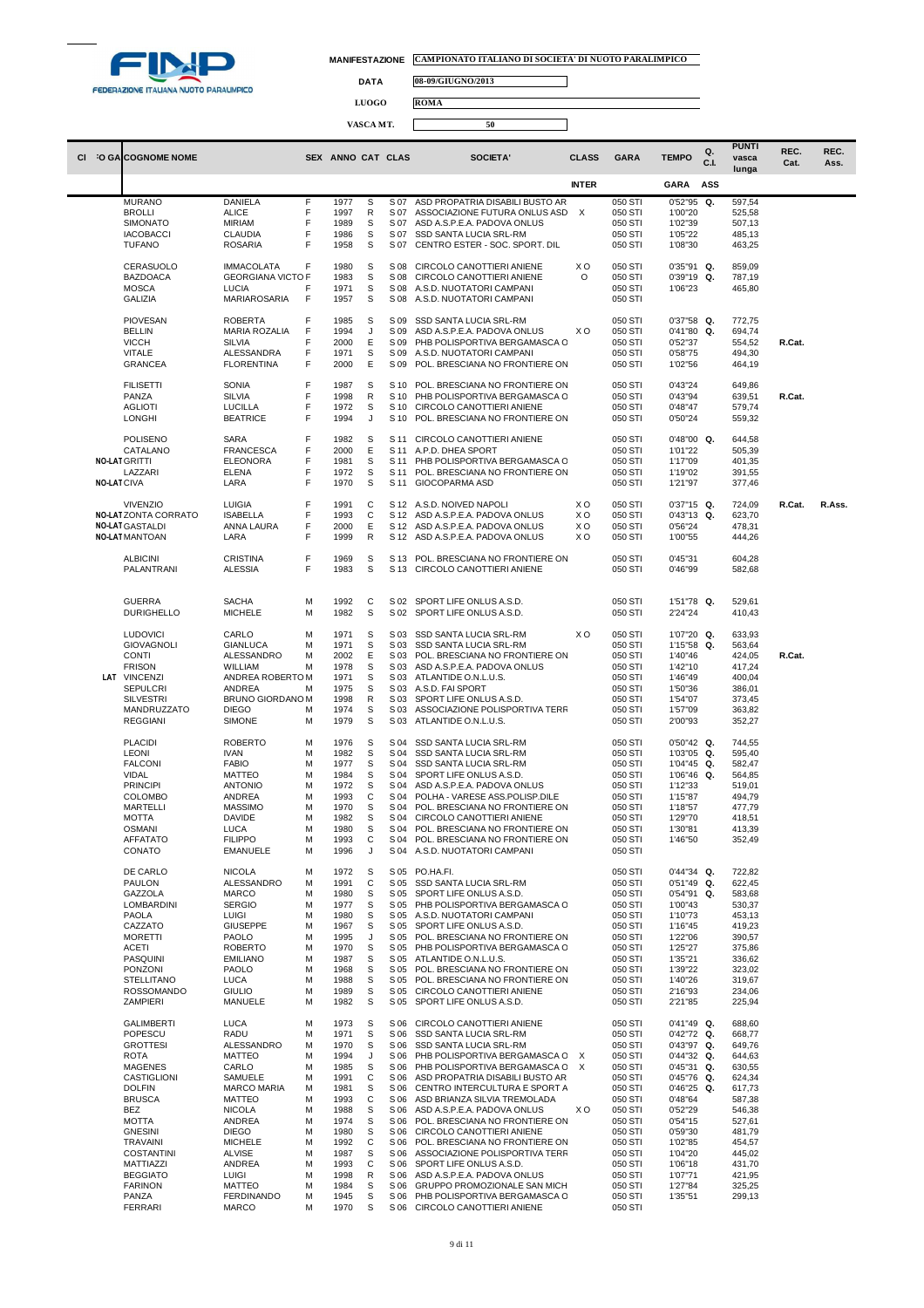FEDERAZIONE ITALIANA NUOTO PARALIMPICO

**MANIFESTAZIONE** CAMPIONATO ITALIANO DI SOCIETA' DI NUOTO PARALIMPICO

**DATA** 08-09/GIUGNO/2013

**LUOGO** ROMA

**VASCA MT.** 50

| Cl | FO GA | COGNOME NOME | | SEX | ANNO | CAT | CLAS | SOCIETA' | CLASS | GARA | TEMPO | Q. C.I. | PUNTI vasca lunga | REC. Cat. | REC. Ass. |
|---|---|---|---|---|---|---|---|---|---|---|---|---|---|---|---|
| | | | | | | | | | INTER | | GARA | ASS | | | |
| | | MURANO | DANIELA | F | 1977 | S | S 07 | ASD PROPATRIA DISABILI BUSTO AR | | 050 STI | 0'52"95 | Q. | 597,54 | | |
| | | BROLLI | ALICE | F | 1997 | R | S 07 | ASSOCIAZIONE FUTURA ONLUS ASD | X | 050 STI | 1'00"20 | | 525,58 | | |
| | | SIMONATO | MIRIAM | F | 1989 | S | S 07 | ASD A.S.P.E.A. PADOVA ONLUS | | 050 STI | 1'02"39 | | 507,13 | | |
| | | IACOBACCI | CLAUDIA | F | 1986 | S | S 07 | SSD SANTA LUCIA SRL-RM | | 050 STI | 1'05"22 | | 485,13 | | |
| | | TUFANO | ROSARIA | F | 1958 | S | S 07 | CENTRO ESTER - SOC. SPORT. DIL | | 050 STI | 1'08"30 | | 463,25 | | |
| | | CERASUOLO | IMMACOLATA | F | 1980 | S | S 08 | CIRCOLO CANOTTIERI ANIENE | X O | 050 STI | 0'35"91 | Q. | 859,09 | | |
| | | BAZDOACA | GEORGIANA VICTO | F | 1983 | S | S 08 | CIRCOLO CANOTTIERI ANIENE | O | 050 STI | 0'39"19 | Q. | 787,19 | | |
| | | MOSCA | LUCIA | F | 1971 | S | S 08 | A.S.D. NUOTATORI CAMPANI | | 050 STI | 1'06"23 | | 465,80 | | |
| | | GALIZIA | MARIAROSARIA | F | 1957 | S | S 08 | A.S.D. NUOTATORI CAMPANI | | 050 STI | | | | | |
| | | PIOVESAN | ROBERTA | F | 1985 | S | S 09 | SSD SANTA LUCIA SRL-RM | | 050 STI | 0'37"58 | Q. | 772,75 | | |
| | | BELLIN | MARIA ROZALIA | F | 1994 | J | S 09 | ASD A.S.P.E.A. PADOVA ONLUS | X O | 050 STI | 0'41"80 | Q. | 694,74 | | |
| | | VICCH | SILVIA | F | 2000 | E | S 09 | PHB POLISPORTIVA BERGAMASCA O | | 050 STI | 0'52"37 | | 554,52 | R.Cat. | |
| | | VITALE | ALESSANDRA | F | 1971 | S | S 09 | A.S.D. NUOTATORI CAMPANI | | 050 STI | 0'58"75 | | 494,30 | | |
| | | GRANCEA | FLORENTINA | F | 2000 | E | S 09 | POL. BRESCIANA NO FRONTIERE ON | | 050 STI | 1'02"56 | | 464,19 | | |
| | | FILISETTI | SONIA | F | 1987 | S | S 10 | POL. BRESCIANA NO FRONTIERE ON | | 050 STI | 0'43"24 | | 649,86 | | |
| | | PANZA | SILVIA | F | 1998 | R | S 10 | PHB POLISPORTIVA BERGAMASCA O | | 050 STI | 0'43"94 | | 639,51 | R.Cat. | |
| | | AGLIOTI | LUCILLA | F | 1972 | S | S 10 | CIRCOLO CANOTTIERI ANIENE | | 050 STI | 0'48"47 | | 579,74 | | |
| | | LONGHI | BEATRICE | F | 1994 | J | S 10 | POL. BRESCIANA NO FRONTIERE ON | | 050 STI | 0'50"24 | | 559,32 | | |
| | | POLISENO | SARA | F | 1982 | S | S 11 | CIRCOLO CANOTTIERI ANIENE | | 050 STI | 0'48"00 | Q. | 644,58 | | |
| | | CATALANO | FRANCESCA | F | 2000 | E | S 11 | A.P.D. DHEA SPORT | | 050 STI | 1'01"22 | | 505,39 | | |
| NO-LAT | | GRITTI | ELEONORA | F | 1981 | S | S 11 | PHB POLISPORTIVA BERGAMASCA O | | 050 STI | 1'17"09 | | 401,35 | | |
| | | LAZZARI | ELENA | F | 1972 | S | S 11 | POL. BRESCIANA NO FRONTIERE ON | | 050 STI | 1'19"02 | | 391,55 | | |
| NO-LAT | | CIVA | LARA | F | 1970 | S | S 11 | GIOCOPARMA ASD | | 050 STI | 1'21"97 | | 377,46 | | |
| | | VIVENZIO | LUIGIA | F | 1991 | C | S 12 | A.S.D. NOIVED NAPOLI | X O | 050 STI | 0'37"15 | Q. | 724,09 | R.Cat. | R.Ass. |
| NO-LAT | | ZONTA CORRATO | ISABELLA | F | 1993 | C | S 12 | ASD A.S.P.E.A. PADOVA ONLUS | X O | 050 STI | 0'43"13 | Q. | 623,70 | | |
| NO-LAT | | GASTALDI | ANNA LAURA | F | 2000 | E | S 12 | ASD A.S.P.E.A. PADOVA ONLUS | X O | 050 STI | 0'56"24 | | 478,31 | | |
| NO-LAT | | MANTOAN | LARA | F | 1999 | R | S 12 | ASD A.S.P.E.A. PADOVA ONLUS | X O | 050 STI | 1'00"55 | | 444,26 | | |
| | | ALBICINI | CRISTINA | F | 1969 | S | S 13 | POL. BRESCIANA NO FRONTIERE ON | | 050 STI | 0'45"31 | | 604,28 | | |
| | | PALANTRANI | ALESSIA | F | 1983 | S | S 13 | CIRCOLO CANOTTIERI ANIENE | | 050 STI | 0'46"99 | | 582,68 | | |
| | | GUERRA | SACHA | M | 1992 | C | S 02 | SPORT LIFE ONLUS A.S.D. | | 050 STI | 1'51"78 | Q. | 529,61 | | |
| | | DURIGHELLO | MICHELE | M | 1982 | S | S 02 | SPORT LIFE ONLUS A.S.D. | | 050 STI | 2'24"24 | | 410,43 | | |
| | | LUDOVICI | CARLO | M | 1971 | S | S 03 | SSD SANTA LUCIA SRL-RM | X O | 050 STI | 1'07"20 | Q. | 633,93 | | |
| | | GIOVAGNOLI | GIANLUCA | M | 1971 | S | S 03 | SSD SANTA LUCIA SRL-RM | | 050 STI | 1'15"58 | Q. | 563,64 | | |
| | | CONTI | ALESSANDRO | M | 2002 | E | S 03 | POL. BRESCIANA NO FRONTIERE ON | | 050 STI | 1'40"46 | | 424,05 | R.Cat. | |
| | | FRISON | WILLIAM | M | 1978 | S | S 03 | ASD A.S.P.E.A. PADOVA ONLUS | | 050 STI | 1'42"10 | | 417,24 | | |
| LAT | | VINCENZI | ANDREA ROBERTO | M | 1971 | S | S 03 | ATLANTIDE O.N.L.U.S. | | 050 STI | 1'46"49 | | 400,04 | | |
| | | SEPULCRI | ANDREA | M | 1975 | S | S 03 | A.S.D. FAI SPORT | | 050 STI | 1'50"36 | | 386,01 | | |
| | | SILVESTRI | BRUNO GIORDANO | M | 1998 | R | S 03 | SPORT LIFE ONLUS A.S.D. | | 050 STI | 1'54"07 | | 373,45 | | |
| | | MANDRUZZATO | DIEGO | M | 1974 | S | S 03 | ASSOCIAZIONE POLISPORTIVA TERR | | 050 STI | 1'57"09 | | 363,82 | | |
| | | REGGIANI | SIMONE | M | 1979 | S | S 03 | ATLANTIDE O.N.L.U.S. | | 050 STI | 2'00"93 | | 352,27 | | |
| | | PLACIDI | ROBERTO | M | 1976 | S | S 04 | SSD SANTA LUCIA SRL-RM | | 050 STI | 0'50"42 | Q. | 744,55 | | |
| | | LEONI | IVAN | M | 1982 | S | S 04 | SSD SANTA LUCIA SRL-RM | | 050 STI | 1'03"05 | Q. | 595,40 | | |
| | | FALCONI | FABIO | M | 1977 | S | S 04 | SSD SANTA LUCIA SRL-RM | | 050 STI | 1'04"45 | Q. | 582,47 | | |
| | | VIDAL | MATTEO | M | 1984 | S | S 04 | SPORT LIFE ONLUS A.S.D. | | 050 STI | 1'06"46 | Q. | 564,85 | | |
| | | PRINCIPI | ANTONIO | M | 1972 | S | S 04 | ASD A.S.P.E.A. PADOVA ONLUS | | 050 STI | 1'12"33 | | 519,01 | | |
| | | COLOMBO | ANDREA | M | 1993 | C | S 04 | POLHA - VARESE ASS.POLISP.DILE | | 050 STI | 1'15"87 | | 494,79 | | |
| | | MARTELLI | MASSIMO | M | 1970 | S | S 04 | POL. BRESCIANA NO FRONTIERE ON | | 050 STI | 1'18"57 | | 477,79 | | |
| | | MOTTA | DAVIDE | M | 1982 | S | S 04 | CIRCOLO CANOTTIERI ANIENE | | 050 STI | 1'29"70 | | 418,51 | | |
| | | OSMANI | LUCA | M | 1980 | S | S 04 | POL. BRESCIANA NO FRONTIERE ON | | 050 STI | 1'30"81 | | 413,39 | | |
| | | AFFATATO | FILIPPO | M | 1993 | C | S 04 | POL. BRESCIANA NO FRONTIERE ON | | 050 STI | 1'46"50 | | 352,49 | | |
| | | CONATO | EMANUELE | M | 1996 | J | S 04 | A.S.D. NUOTATORI CAMPANI | | 050 STI | | | | | |
| | | DE CARLO | NICOLA | M | 1972 | S | S 05 | PO.HA.FI. | | 050 STI | 0'44"34 | Q. | 722,82 | | |
| | | PAULON | ALESSANDRO | M | 1991 | C | S 05 | SSD SANTA LUCIA SRL-RM | | 050 STI | 0'51"49 | Q. | 622,45 | | |
| | | GAZZOLA | MARCO | M | 1980 | S | S 05 | SPORT LIFE ONLUS A.S.D. | | 050 STI | 0'54"91 | Q. | 583,68 | | |
| | | LOMBARDINI | SERGIO | M | 1977 | S | S 05 | PHB POLISPORTIVA BERGAMASCA O | | 050 STI | 1'00"43 | | 530,37 | | |
| | | PAOLA | LUIGI | M | 1980 | S | S 05 | A.S.D. NUOTATORI CAMPANI | | 050 STI | 1'10"73 | | 453,13 | | |
| | | CAZZATO | GIUSEPPE | M | 1967 | S | S 05 | SPORT LIFE ONLUS A.S.D. | | 050 STI | 1'16"45 | | 419,23 | | |
| | | MORETTI | PAOLO | M | 1995 | J | S 05 | POL. BRESCIANA NO FRONTIERE ON | | 050 STI | 1'22"06 | | 390,57 | | |
| | | ACETI | ROBERTO | M | 1970 | S | S 05 | PHB POLISPORTIVA BERGAMASCA O | | 050 STI | 1'25"27 | | 375,86 | | |
| | | PASQUINI | EMILIANO | M | 1987 | S | S 05 | ATLANTIDE O.N.L.U.S. | | 050 STI | 1'35"21 | | 336,62 | | |
| | | PONZONI | PAOLO | M | 1968 | S | S 05 | POL. BRESCIANA NO FRONTIERE ON | | 050 STI | 1'39"22 | | 323,02 | | |
| | | STELLITANO | LUCA | M | 1988 | S | S 05 | POL. BRESCIANA NO FRONTIERE ON | | 050 STI | 1'40"26 | | 319,67 | | |
| | | ROSSOMANDO | GIULIO | M | 1989 | S | S 05 | CIRCOLO CANOTTIERI ANIENE | | 050 STI | 2'16"93 | | 234,06 | | |
| | | ZAMPIERI | MANUELE | M | 1982 | S | S 05 | SPORT LIFE ONLUS A.S.D. | | 050 STI | 2'21"85 | | 225,94 | | |
| | | GALIMBERTI | LUCA | M | 1973 | S | S 06 | CIRCOLO CANOTTIERI ANIENE | | 050 STI | 0'41"49 | Q. | 688,60 | | |
| | | POPESCU | RADU | M | 1971 | S | S 06 | SSD SANTA LUCIA SRL-RM | | 050 STI | 0'42"72 | Q. | 668,77 | | |
| | | GROTTESI | ALESSANDRO | M | 1970 | S | S 06 | SSD SANTA LUCIA SRL-RM | | 050 STI | 0'43"97 | Q. | 649,76 | | |
| | | ROTA | MATTEO | M | 1994 | J | S 06 | PHB POLISPORTIVA BERGAMASCA O | X | 050 STI | 0'44"32 | Q. | 644,63 | | |
| | | MAGENES | CARLO | M | 1985 | S | S 06 | PHB POLISPORTIVA BERGAMASCA O | X | 050 STI | 0'45"31 | Q. | 630,55 | | |
| | | CASTIGLIONI | SAMUELE | M | 1991 | C | S 06 | ASD PROPATRIA DISABILI BUSTO AR | | 050 STI | 0'45"76 | Q. | 624,34 | | |
| | | DOLFIN | MARCO MARIA | M | 1981 | S | S 06 | CENTRO INTERCULTURA E SPORT A | | 050 STI | 0'46"25 | Q. | 617,73 | | |
| | | BRUSCA | MATTEO | M | 1993 | C | S 06 | ASD BRIANZA SILVIA TREMOLADA | | 050 STI | 0'48"64 | | 587,38 | | |
| | | BEZ | NICOLA | M | 1988 | S | S 06 | ASD A.S.P.E.A. PADOVA ONLUS | X O | 050 STI | 0'52"29 | | 546,38 | | |
| | | MOTTA | ANDREA | M | 1974 | S | S 06 | POL. BRESCIANA NO FRONTIERE ON | | 050 STI | 0'54"15 | | 527,61 | | |
| | | GNESINI | DIEGO | M | 1980 | S | S 06 | CIRCOLO CANOTTIERI ANIENE | | 050 STI | 0'59"30 | | 481,79 | | |
| | | TRAVAINI | MICHELE | M | 1992 | C | S 06 | POL. BRESCIANA NO FRONTIERE ON | | 050 STI | 1'02"85 | | 454,57 | | |
| | | COSTANTINI | ALVISE | M | 1987 | S | S 06 | ASSOCIAZIONE POLISPORTIVA TERR | | 050 STI | 1'04"20 | | 445,02 | | |
| | | MATTIAZZI | ANDREA | M | 1993 | C | S 06 | SPORT LIFE ONLUS A.S.D. | | 050 STI | 1'06"18 | | 431,70 | | |
| | | BEGGIATO | LUIGI | M | 1998 | R | S 06 | ASD A.S.P.E.A. PADOVA ONLUS | | 050 STI | 1'07"71 | | 421,95 | | |
| | | FARINON | MATTEO | M | 1984 | S | S 06 | GRUPPO PROMOZIONALE SAN MICH | | 050 STI | 1'27"84 | | 325,25 | | |
| | | PANZA | FERDINANDO | M | 1945 | S | S 06 | PHB POLISPORTIVA BERGAMASCA O | | 050 STI | 1'35"51 | | 299,13 | | |
| | | FERRARI | MARCO | M | 1970 | S | S 06 | CIRCOLO CANOTTIERI ANIENE | | 050 STI | | | | | |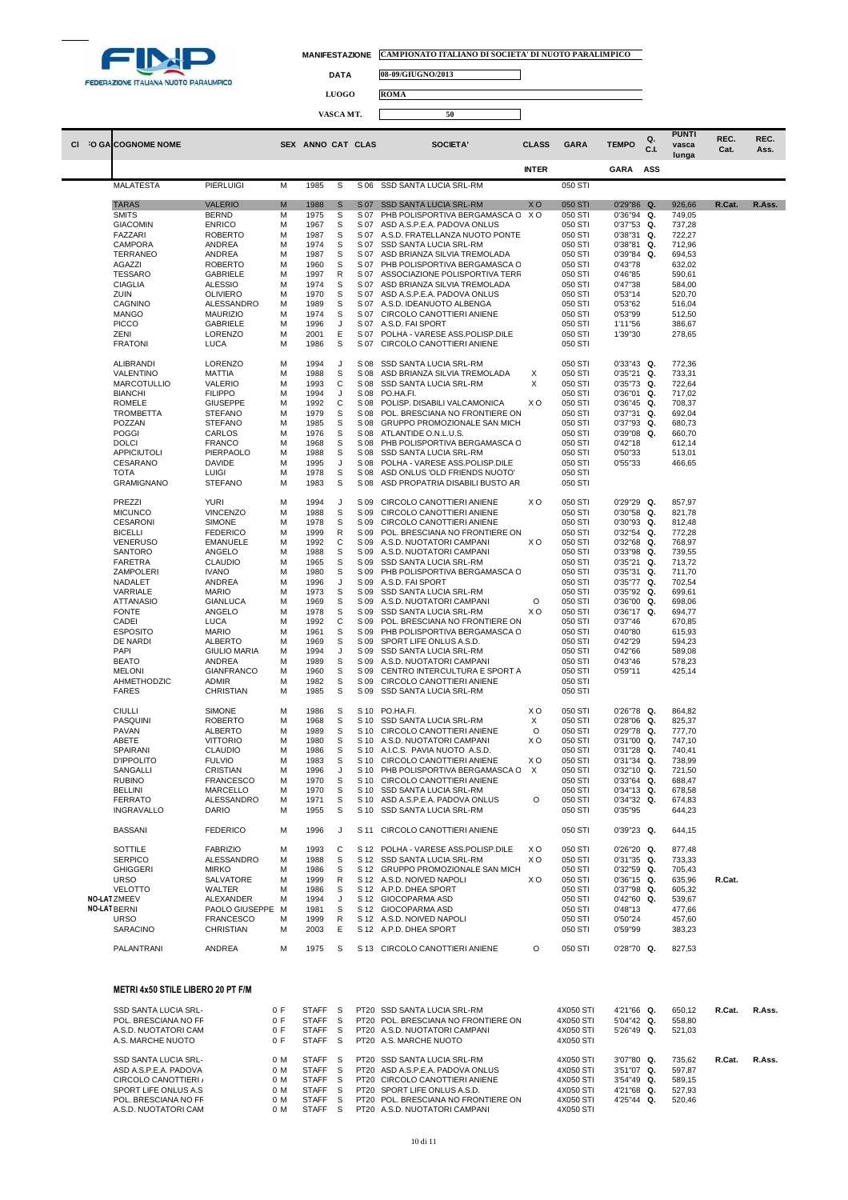FINP FEDERAZIONE ITALIANA NUOTO PARALIMPICO

**MANIFESTAZIONE** CAMPIONATO ITALIANO DI SOCIETA' DI NUOTO PARALIMPICO

**DATA** 08-09/GIUGNO/2013

**LUOGO** ROMA

**VASCA MT.** 50

| Cl | FO GA | COGNOME NOME | | SEX | ANNO | CAT | CLAS | SOCIETA' | CLASS | GARA | TEMPO | Q. C.I. | PUNTI vasca lunga | REC. Cat. | REC. Ass. |
|---|---|---|---|---|---|---|---|---|---|---|---|---|---|---|---|
| | | | | | | | | | INTER | | GARA | ASS | | | |
| | | MALATESTA | PIERLUIGI | M | 1985 | S | S 06 | SSD SANTA LUCIA SRL-RM | | 050 STI | | | | | |
| | | TARAS | VALERIO | M | 1988 | S | S 07 | SSD SANTA LUCIA SRL-RM | X O | 050 STI | 0'29"86 | Q. | 926,66 | R.Cat. | R.Ass. |
| | | SMITS | BERND | M | 1975 | S | S 07 | PHB POLISPORTIVA BERGAMASCA O | X O | 050 STI | 0'36"94 | Q. | 749,05 | | |
| | | GIACOMIN | ENRICO | M | 1967 | S | S 07 | ASD A.S.P.E.A. PADOVA ONLUS | | 050 STI | 0'37"53 | Q. | 737,28 | | |
| | | FAZZARI | ROBERTO | M | 1987 | S | S 07 | A.S.D. FRATELLANZA NUOTO PONTE | | 050 STI | 0'38"31 | Q. | 722,27 | | |
| | | CAMPORA | ANDREA | M | 1974 | S | S 07 | SSD SANTA LUCIA SRL-RM | | 050 STI | 0'38"81 | Q. | 712,96 | | |
| | | TERRANEO | ANDREA | M | 1987 | S | S 07 | ASD BRIANZA SILVIA TREMOLADA | | 050 STI | 0'39"84 | Q. | 694,53 | | |
| | | AGAZZI | ROBERTO | M | 1960 | S | S 07 | PHB POLISPORTIVA BERGAMASCA O | | 050 STI | 0'43"78 | | 632,02 | | |
| | | TESSARO | GABRIELE | M | 1997 | R | S 07 | ASSOCIAZIONE POLISPORTIVA TERR | | 050 STI | 0'46"85 | | 590,61 | | |
| | | CIAGLIA | ALESSIO | M | 1974 | S | S 07 | ASD BRIANZA SILVIA TREMOLADA | | 050 STI | 0'47"38 | | 584,00 | | |
| | | ZUIN | OLIVIERO | M | 1970 | S | S 07 | ASD A.S.P.E.A. PADOVA ONLUS | | 050 STI | 0'53"14 | | 520,70 | | |
| | | CAGNINO | ALESSANDRO | M | 1989 | S | S 07 | A.S.D. IDEANUOTO ALBENGA | | 050 STI | 0'53"62 | | 516,04 | | |
| | | MANGO | MAURIZIO | M | 1974 | S | S 07 | CIRCOLO CANOTTIERI ANIENE | | 050 STI | 0'53"99 | | 512,50 | | |
| | | PICCO | GABRIELE | M | 1996 | J | S 07 | A.S.D. FAI SPORT | | 050 STI | 1'11"56 | | 386,67 | | |
| | | ZENI | LORENZO | M | 2001 | E | S 07 | POLHA - VARESE ASS.POLISP.DILE | | 050 STI | 1'39"30 | | 278,65 | | |
| | | FRATONI | LUCA | M | 1986 | S | S 07 | CIRCOLO CANOTTIERI ANIENE | | 050 STI | | | | | |
| | | ALIBRANDI | LORENZO | M | 1994 | J | S 08 | SSD SANTA LUCIA SRL-RM | | 050 STI | 0'33"43 | Q. | 772,36 | | |
| | | VALENTINO | MATTIA | M | 1988 | S | S 08 | ASD BRIANZA SILVIA TREMOLADA | X | 050 STI | 0'35"21 | Q. | 733,31 | | |
| | | MARCOTULLIO | VALERIO | M | 1993 | C | S 08 | SSD SANTA LUCIA SRL-RM | X | 050 STI | 0'35"73 | Q. | 722,64 | | |
| | | BIANCHI | FILIPPO | M | 1994 | J | S 08 | PO.HA.FI. | | 050 STI | 0'36"01 | Q. | 717,02 | | |
| | | ROMELE | GIUSEPPE | M | 1992 | C | S 08 | POLISP. DISABILI VALCAMONICA | X O | 050 STI | 0'36"45 | Q. | 708,37 | | |
| | | TROMBETTA | STEFANO | M | 1979 | S | S 08 | POL. BRESCIANA NO FRONTIERE ON | | 050 STI | 0'37"31 | Q. | 692,04 | | |
| | | POZZAN | STEFANO | M | 1985 | S | S 08 | GRUPPO PROMOZIONALE SAN MICH | | 050 STI | 0'37"93 | Q. | 680,73 | | |
| | | POGGI | CARLOS | M | 1976 | S | S 08 | ATLANTIDE O.N.L.U.S. | | 050 STI | 0'39"08 | Q. | 660,70 | | |
| | | DOLCI | FRANCO | M | 1968 | S | S 08 | PHB POLISPORTIVA BERGAMASCA O | | 050 STI | 0'42"18 | | 612,14 | | |
| | | APPICIUTOLI | PIERPAOLO | M | 1988 | S | S 08 | SSD SANTA LUCIA SRL-RM | | 050 STI | 0'50"33 | | 513,01 | | |
| | | CESARANO | DAVIDE | M | 1995 | J | S 08 | POLHA - VARESE ASS.POLISP.DILE | | 050 STI | 0'55"33 | | 466,65 | | |
| | | TOTA | LUIGI | M | 1978 | S | S 08 | ASD ONLUS 'OLD FRIENDS NUOTO' | | 050 STI | | | | | |
| | | GRAMIGNANO | STEFANO | M | 1983 | S | S 08 | ASD PROPATRIA DISABILI BUSTO AR | | 050 STI | | | | | |
| | | PREZZI | YURI | M | 1994 | J | S 09 | CIRCOLO CANOTTIERI ANIENE | X O | 050 STI | 0'29"29 | Q. | 857,97 | | |
| | | MICUNCO | VINCENZO | M | 1988 | S | S 09 | CIRCOLO CANOTTIERI ANIENE | | 050 STI | 0'30"58 | Q. | 821,78 | | |
| | | CESARONI | SIMONE | M | 1978 | S | S 09 | CIRCOLO CANOTTIERI ANIENE | | 050 STI | 0'30"93 | Q. | 812,48 | | |
| | | BICELLI | FEDERICO | M | 1999 | R | S 09 | POL. BRESCIANA NO FRONTIERE ON | | 050 STI | 0'32"54 | Q. | 772,28 | | |
| | | VENERUSO | EMANUELE | M | 1992 | C | S 09 | A.S.D. NUOTATORI CAMPANI | X O | 050 STI | 0'32"68 | Q. | 768,97 | | |
| | | SANTORO | ANGELO | M | 1988 | S | S 09 | A.S.D. NUOTATORI CAMPANI | | 050 STI | 0'33"98 | Q. | 739,55 | | |
| | | FARETRA | CLAUDIO | M | 1965 | S | S 09 | SSD SANTA LUCIA SRL-RM | | 050 STI | 0'35"21 | Q. | 713,72 | | |
| | | ZAMPOLERI | IVANO | M | 1980 | S | S 09 | PHB POLISPORTIVA BERGAMASCA O | | 050 STI | 0'35"31 | Q. | 711,70 | | |
| | | NADALET | ANDREA | M | 1996 | J | S 09 | A.S.D. FAI SPORT | | 050 STI | 0'35"77 | Q. | 702,54 | | |
| | | VARRIALE | MARIO | M | 1973 | S | S 09 | SSD SANTA LUCIA SRL-RM | | 050 STI | 0'35"92 | Q. | 699,61 | | |
| | | ATTANASIO | GIANLUCA | M | 1969 | S | S 09 | A.S.D. NUOTATORI CAMPANI | O | 050 STI | 0'36"00 | Q. | 698,06 | | |
| | | FONTE | ANGELO | M | 1978 | S | S 09 | SSD SANTA LUCIA SRL-RM | X O | 050 STI | 0'36"17 | Q. | 694,77 | | |
| | | CADEI | LUCA | M | 1992 | C | S 09 | POL. BRESCIANA NO FRONTIERE ON | | 050 STI | 0'37"46 | | 670,85 | | |
| | | ESPOSITO | MARIO | M | 1961 | S | S 09 | PHB POLISPORTIVA BERGAMASCA O | | 050 STI | 0'40"80 | | 615,93 | | |
| | | DE NARDI | ALBERTO | M | 1969 | S | S 09 | SPORT LIFE ONLUS A.S.D. | | 050 STI | 0'42"29 | | 594,23 | | |
| | | PAPI | GIULIO MARIA | M | 1994 | J | S 09 | SSD SANTA LUCIA SRL-RM | | 050 STI | 0'42"66 | | 589,08 | | |
| | | BEATO | ANDREA | M | 1989 | S | S 09 | A.S.D. NUOTATORI CAMPANI | | 050 STI | 0'43"46 | | 578,23 | | |
| | | MELONI | GIANFRANCO | M | 1960 | S | S 09 | CENTRO INTERCULTURA E SPORT A | | 050 STI | 0'59"11 | | 425,14 | | |
| | | AHMETHODZIC | ADMIR | M | 1982 | S | S 09 | CIRCOLO CANOTTIERI ANIENE | | 050 STI | | | | | |
| | | FARES | CHRISTIAN | M | 1985 | S | S 09 | SSD SANTA LUCIA SRL-RM | | 050 STI | | | | | |
| | | CIULLI | SIMONE | M | 1986 | S | S 10 | PO.HA.FI. | X O | 050 STI | 0'26"78 | Q. | 864,82 | | |
| | | PASQUINI | ROBERTO | M | 1968 | S | S 10 | SSD SANTA LUCIA SRL-RM | X | 050 STI | 0'28"06 | Q. | 825,37 | | |
| | | PAVAN | ALBERTO | M | 1989 | S | S 10 | CIRCOLO CANOTTIERI ANIENE | O | 050 STI | 0'29"78 | Q. | 777,70 | | |
| | | ABETE | VITTORIO | M | 1980 | S | S 10 | A.S.D. NUOTATORI CAMPANI | X O | 050 STI | 0'31"00 | Q. | 747,10 | | |
| | | SPAIRANI | CLAUDIO | M | 1986 | S | S 10 | A.I.C.S. PAVIA NUOTO A.S.D. | | 050 STI | 0'31"28 | Q. | 740,41 | | |
| | | D'IPPOLITO | FULVIO | M | 1983 | S | S 10 | CIRCOLO CANOTTIERI ANIENE | X O | 050 STI | 0'31"34 | Q. | 738,99 | | |
| | | SANGALLI | CRISTIAN | M | 1996 | J | S 10 | PHB POLISPORTIVA BERGAMASCA O | X | 050 STI | 0'32"10 | Q. | 721,50 | | |
| | | RUBINO | FRANCESCO | M | 1970 | S | S 10 | CIRCOLO CANOTTIERI ANIENE | | 050 STI | 0'33"64 | Q. | 688,47 | | |
| | | BELLINI | MARCELLO | M | 1970 | S | S 10 | SSD SANTA LUCIA SRL-RM | | 050 STI | 0'34"13 | Q. | 678,58 | | |
| | | FERRATO | ALESSANDRO | M | 1971 | S | S 10 | ASD A.S.P.E.A. PADOVA ONLUS | O | 050 STI | 0'34"32 | Q. | 674,83 | | |
| | | INGRAVALLO | DARIO | M | 1955 | S | S 10 | SSD SANTA LUCIA SRL-RM | | 050 STI | 0'35"95 | | 644,23 | | |
| | | BASSANI | FEDERICO | M | 1996 | J | S 11 | CIRCOLO CANOTTIERI ANIENE | | 050 STI | 0'39"23 | Q. | 644,15 | | |
| | | SOTTILE | FABRIZIO | M | 1993 | C | S 12 | POLHA - VARESE ASS.POLISP.DILE | X O | 050 STI | 0'26"20 | Q. | 877,48 | | |
| | | SERPICO | ALESSANDRO | M | 1988 | S | S 12 | SSD SANTA LUCIA SRL-RM | X O | 050 STI | 0'31"35 | Q. | 733,33 | | |
| | | GHIGGERI | MIRKO | M | 1986 | S | S 12 | GRUPPO PROMOZIONALE SAN MICH | | 050 STI | 0'32"59 | Q. | 705,43 | | |
| | | URSO | SALVATORE | M | 1999 | R | S 12 | A.S.D. NOIVED NAPOLI | X O | 050 STI | 0'36"15 | Q. | 635,96 | R.Cat. | |
| | | VELOTTO | WALTER | M | 1986 | S | S 12 | A.P.D. DHEA SPORT | | 050 STI | 0'37"98 | Q. | 605,32 | | |
| | NO-LAT | ZMEEV | ALEXANDER | M | 1994 | J | S 12 | GIOCOPARMA ASD | | 050 STI | 0'42"60 | Q. | 539,67 | | |
| | NO-LAT | BERNI | PAOLO GIUSEPPE | M | 1981 | S | S 12 | GIOCOPARMA ASD | | 050 STI | 0'48"13 | | 477,66 | | |
| | | URSO | FRANCESCO | M | 1999 | R | S 12 | A.S.D. NOIVED NAPOLI | | 050 STI | 0'50"24 | | 457,60 | | |
| | | SARACINO | CHRISTIAN | M | 2003 | E | S 12 | A.P.D. DHEA SPORT | | 050 STI | 0'59"99 | | 383,23 | | |
| | | PALANTRANI | ANDREA | M | 1975 | S | S 13 | CIRCOLO CANOTTIERI ANIENE | O | 050 STI | 0'28"70 | Q. | 827,53 | | |

**METRI 4x50 STILE LIBERO 20 PT F/M**

| COGNOME NOME | SEX | ANNO | CAT | CLAS | SOCIETA' | GARA | TEMPO | Q. | PUNTI | REC. Cat. | REC. Ass. |
|---|---|---|---|---|---|---|---|---|---|---|---|
| SSD SANTA LUCIA SRL- | 0 F | STAFF | S | PT20 | SSD SANTA LUCIA SRL-RM | 4X050 STI | 4'21"66 | Q. | 650,12 | R.Cat. | R.Ass. |
| POL. BRESCIANA NO FF | 0 F | STAFF | S | PT20 | POL. BRESCIANA NO FRONTIERE ON | 4X050 STI | 5'04"42 | Q. | 558,80 | | |
| A.S.D. NUOTATORI CAM | 0 F | STAFF | S | PT20 | A.S.D. NUOTATORI CAMPANI | 4X050 STI | 5'26"49 | Q. | 521,03 | | |
| A.S. MARCHE NUOTO | 0 F | STAFF | S | PT20 | A.S. MARCHE NUOTO | 4X050 STI | | | | | |
| SSD SANTA LUCIA SRL- | 0 M | STAFF | S | PT20 | SSD SANTA LUCIA SRL-RM | 4X050 STI | 3'07"80 | Q. | 735,62 | R.Cat. | R.Ass. |
| ASD A.S.P.E.A. PADOVA | 0 M | STAFF | S | PT20 | ASD A.S.P.E.A. PADOVA ONLUS | 4X050 STI | 3'51"07 | Q. | 597,87 | | |
| CIRCOLO CANOTTIERI | 0 M | STAFF | S | PT20 | CIRCOLO CANOTTIERI ANIENE | 4X050 STI | 3'54"49 | Q. | 589,15 | | |
| SPORT LIFE ONLUS A.S | 0 M | STAFF | S | PT20 | SPORT LIFE ONLUS A.S.D. | 4X050 STI | 4'21"68 | Q. | 527,93 | | |
| POL. BRESCIANA NO FF | 0 M | STAFF | S | PT20 | POL. BRESCIANA NO FRONTIERE ON | 4X050 STI | 4'25"44 | Q. | 520,46 | | |
| A.S.D. NUOTATORI CAM | 0 M | STAFF | S | PT20 | A.S.D. NUOTATORI CAMPANI | 4X050 STI | | | | | |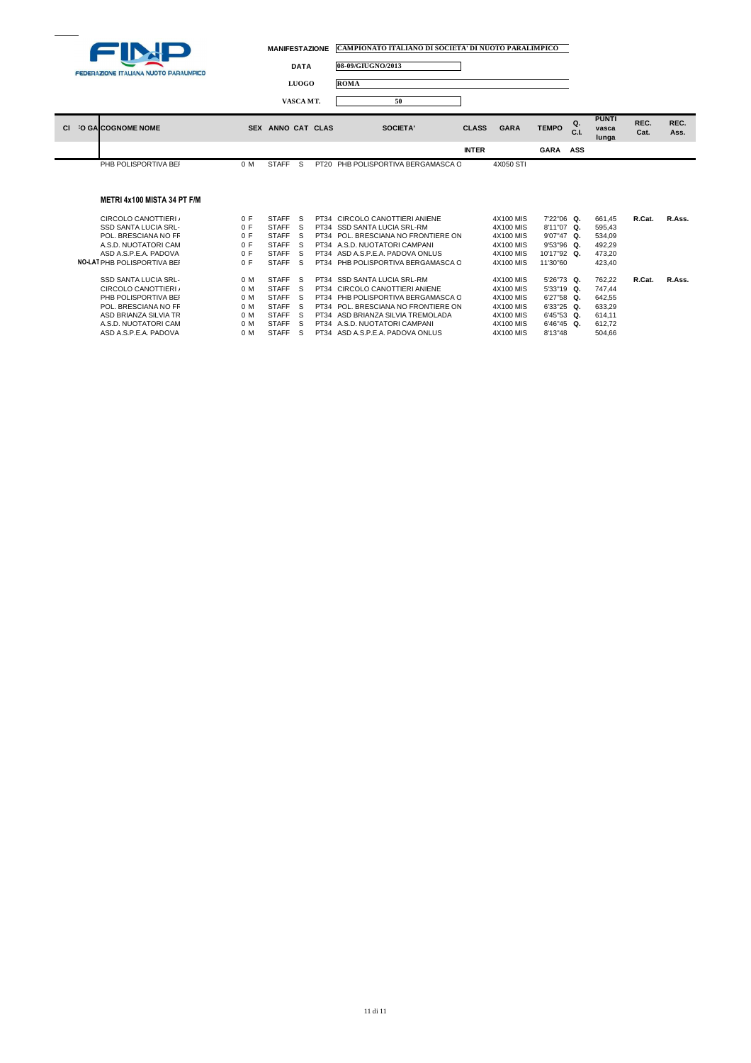FEDERAZIONE ITALIANA NUOTO PARALIMPICO

**MANIFESTAZIONE** CAMPIONATO ITALIANO DI SOCIETA' DI NUOTO PARALIMPICO

**DATA** 08-09/GIUGNO/2013

**LUOGO** ROMA

**VASCA MT.** 50

| CI | :O GA | COGNOME NOME | SEX | ANNO | CAT | CLAS | SOCIETA' | CLASS | GARA | TEMPO | Q. C.I. | PUNTI vasca lunga | REC. Cat. | REC. Ass. |
|---|---|---|---|---|---|---|---|---|---|---|---|---|---|---|
| | | | | | | | | INTER | | GARA | ASS | | | |
| | | PHB POLISPORTIVA BEI | 0 M | STAFF | S | PT20 | PHB POLISPORTIVA BERGAMASCA O | | 4X050 STI | | | | | |

### METRI 4x100 MISTA 34 PT F/M

| CI | :O GA | COGNOME NOME | SEX | ANNO | CAT | CLAS | SOCIETA' | CLASS | GARA | TEMPO | Q. C.I. | PUNTI vasca lunga | REC. Cat. | REC. Ass. |
|---|---|---|---|---|---|---|---|---|---|---|---|---|---|---|
| | | CIRCOLO CANOTTIERI / | 0 F | STAFF | S | PT34 | CIRCOLO CANOTTIERI ANIENE | | 4X100 MIS | 7'22"06 | Q. | 661,45 | R.Cat. | R.Ass. |
| | | SSD SANTA LUCIA SRL- | 0 F | STAFF | S | PT34 | SSD SANTA LUCIA SRL-RM | | 4X100 MIS | 8'11"07 | Q. | 595,43 | | |
| | | POL. BRESCIANA NO FF | 0 F | STAFF | S | PT34 | POL. BRESCIANA NO FRONTIERE ON | | 4X100 MIS | 9'07"47 | Q. | 534,09 | | |
| | | A.S.D. NUOTATORI CAM | 0 F | STAFF | S | PT34 | A.S.D. NUOTATORI CAMPANI | | 4X100 MIS | 9'53"96 | Q. | 492,29 | | |
| | | ASD A.S.P.E.A. PADOVA | 0 F | STAFF | S | PT34 | ASD A.S.P.E.A. PADOVA ONLUS | | 4X100 MIS | 10'17"92 | Q. | 473,20 | | |
| | NO-LAT | PHB POLISPORTIVA BEI | 0 F | STAFF | S | PT34 | PHB POLISPORTIVA BERGAMASCA O | | 4X100 MIS | 11'30"60 | | 423,40 | | |
| | | SSD SANTA LUCIA SRL- | 0 M | STAFF | S | PT34 | SSD SANTA LUCIA SRL-RM | | 4X100 MIS | 5'26"73 | Q. | 762,22 | R.Cat. | R.Ass. |
| | | CIRCOLO CANOTTIERI / | 0 M | STAFF | S | PT34 | CIRCOLO CANOTTIERI ANIENE | | 4X100 MIS | 5'33"19 | Q. | 747,44 | | |
| | | PHB POLISPORTIVA BEI | 0 M | STAFF | S | PT34 | PHB POLISPORTIVA BERGAMASCA O | | 4X100 MIS | 6'27"58 | Q. | 642,55 | | |
| | | POL. BRESCIANA NO FF | 0 M | STAFF | S | PT34 | POL. BRESCIANA NO FRONTIERE ON | | 4X100 MIS | 6'33"25 | Q. | 633,29 | | |
| | | ASD BRIANZA SILVIA TR | 0 M | STAFF | S | PT34 | ASD BRIANZA SILVIA TREMOLADA | | 4X100 MIS | 6'45"53 | Q. | 614,11 | | |
| | | A.S.D. NUOTATORI CAM | 0 M | STAFF | S | PT34 | A.S.D. NUOTATORI CAMPANI | | 4X100 MIS | 6'46"45 | Q. | 612,72 | | |
| | | ASD A.S.P.E.A. PADOVA | 0 M | STAFF | S | PT34 | ASD A.S.P.E.A. PADOVA ONLUS | | 4X100 MIS | 8'13"48 | | 504,66 | | |